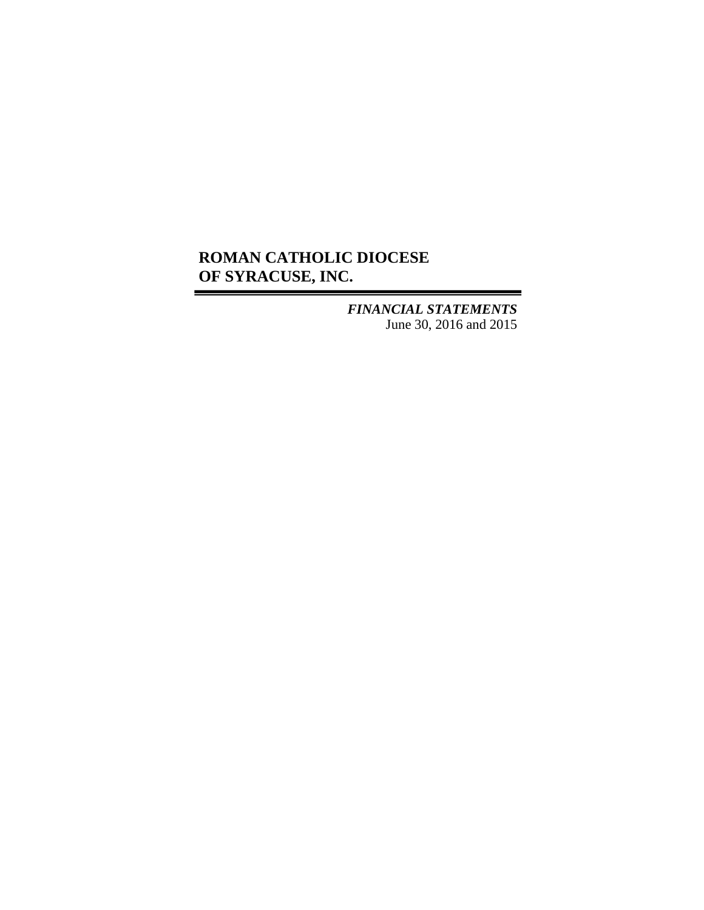# ROMAN CATHOLIC DIOCESE OF SYRACUSE, INC.

***FINANCIAL STATEMENTS***

June 30, 2016 and 2015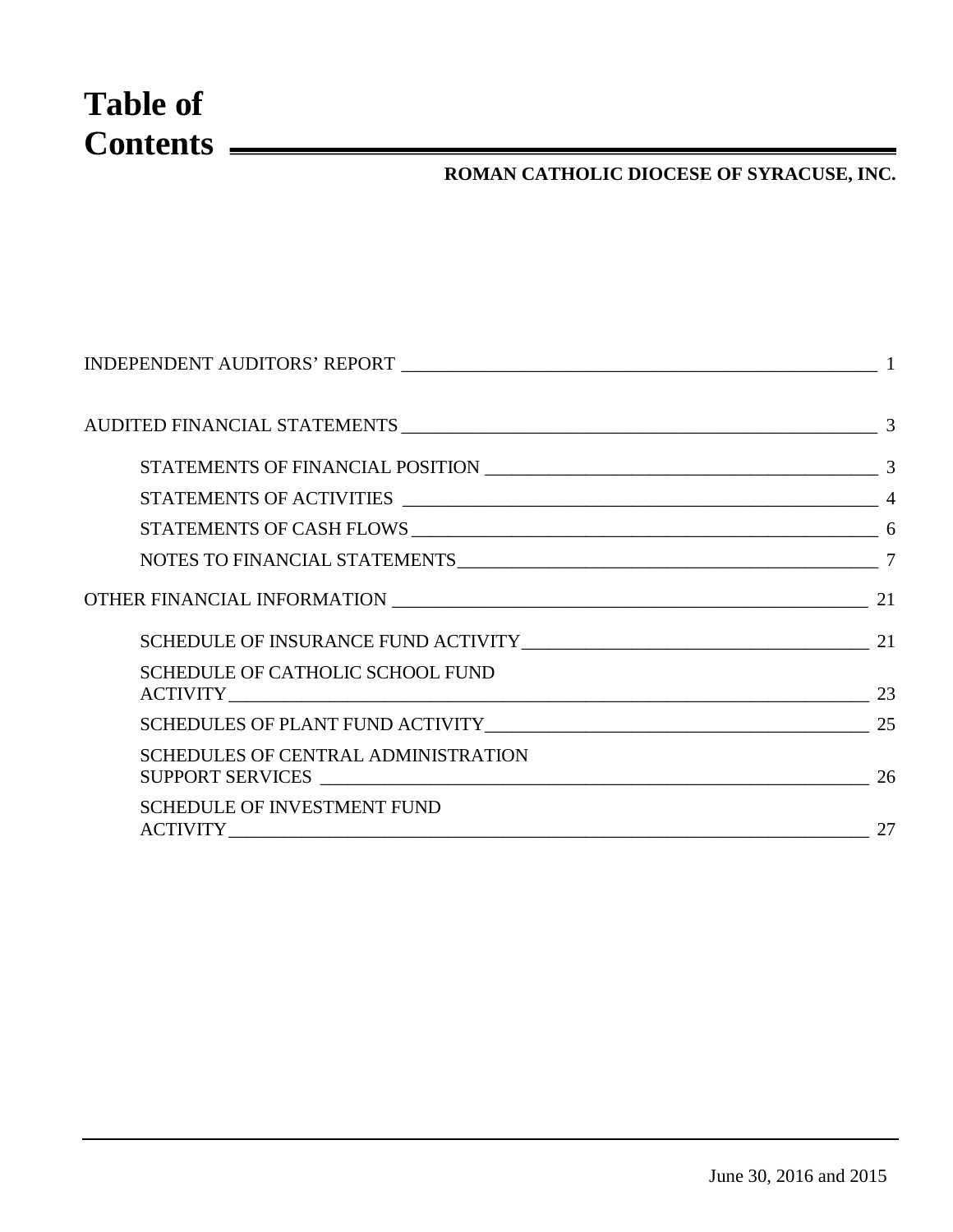# Table of Contents

**ROMAN CATHOLIC DIOCESE OF SYRACUSE, INC.**

| | |
|---|---|
| INDEPENDENT AUDITORS' REPORT | 1 |
| AUDITED FINANCIAL STATEMENTS | 3 |
| STATEMENTS OF FINANCIAL POSITION | 3 |
| STATEMENTS OF ACTIVITIES | 4 |
| STATEMENTS OF CASH FLOWS | 6 |
| NOTES TO FINANCIAL STATEMENTS | 7 |
| OTHER FINANCIAL INFORMATION | 21 |
| SCHEDULE OF INSURANCE FUND ACTIVITY | 21 |
| SCHEDULE OF CATHOLIC SCHOOL FUND ACTIVITY | 23 |
| SCHEDULES OF PLANT FUND ACTIVITY | 25 |
| SCHEDULES OF CENTRAL ADMINISTRATION SUPPORT SERVICES | 26 |
| SCHEDULE OF INVESTMENT FUND ACTIVITY | 27 |

June 30, 2016 and 2015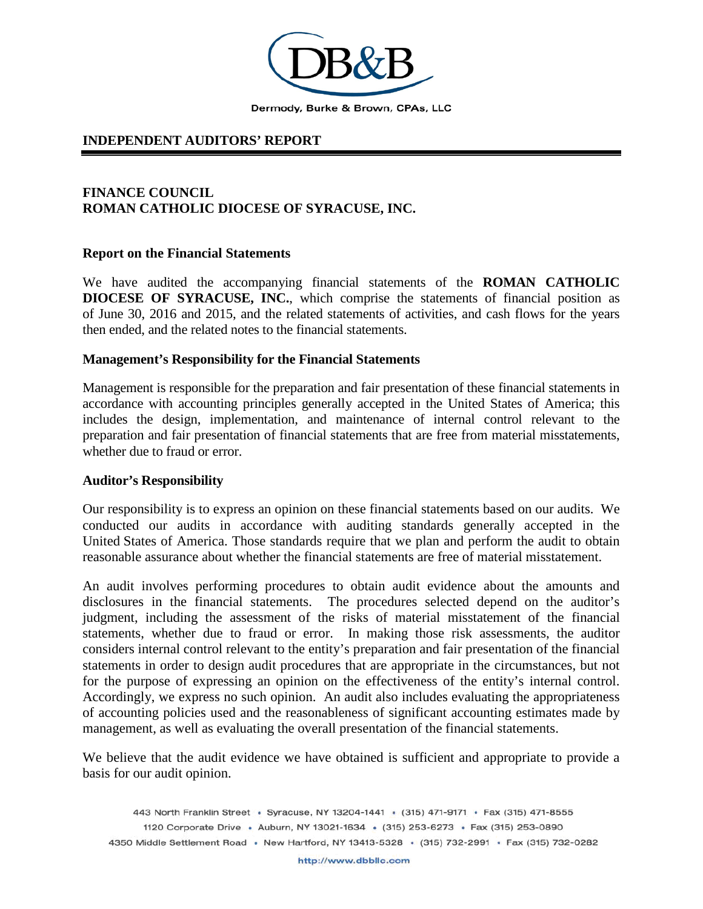DB&B

Dermody, Burke & Brown, CPAs, LLC

## INDEPENDENT AUDITORS' REPORT

**FINANCE COUNCIL**
**ROMAN CATHOLIC DIOCESE OF SYRACUSE, INC.**

### Report on the Financial Statements

We have audited the accompanying financial statements of the **ROMAN CATHOLIC DIOCESE OF SYRACUSE, INC.**, which comprise the statements of financial position as of June 30, 2016 and 2015, and the related statements of activities, and cash flows for the years then ended, and the related notes to the financial statements.

### Management's Responsibility for the Financial Statements

Management is responsible for the preparation and fair presentation of these financial statements in accordance with accounting principles generally accepted in the United States of America; this includes the design, implementation, and maintenance of internal control relevant to the preparation and fair presentation of financial statements that are free from material misstatements, whether due to fraud or error.

### Auditor's Responsibility

Our responsibility is to express an opinion on these financial statements based on our audits. We conducted our audits in accordance with auditing standards generally accepted in the United States of America. Those standards require that we plan and perform the audit to obtain reasonable assurance about whether the financial statements are free of material misstatement.

An audit involves performing procedures to obtain audit evidence about the amounts and disclosures in the financial statements. The procedures selected depend on the auditor's judgment, including the assessment of the risks of material misstatement of the financial statements, whether due to fraud or error. In making those risk assessments, the auditor considers internal control relevant to the entity's preparation and fair presentation of the financial statements in order to design audit procedures that are appropriate in the circumstances, but not for the purpose of expressing an opinion on the effectiveness of the entity's internal control. Accordingly, we express no such opinion. An audit also includes evaluating the appropriateness of accounting policies used and the reasonableness of significant accounting estimates made by management, as well as evaluating the overall presentation of the financial statements.

We believe that the audit evidence we have obtained is sufficient and appropriate to provide a basis for our audit opinion.

443 North Franklin Street • Syracuse, NY 13204-1441 • (315) 471-9171 • Fax (315) 471-8555
1120 Corporate Drive • Auburn, NY 13021-1634 • (315) 253-6273 • Fax (315) 253-0890
4350 Middle Settlement Road • New Hartford, NY 13413-5328 • (315) 732-2991 • Fax (315) 732-0282

http://www.dbbllc.com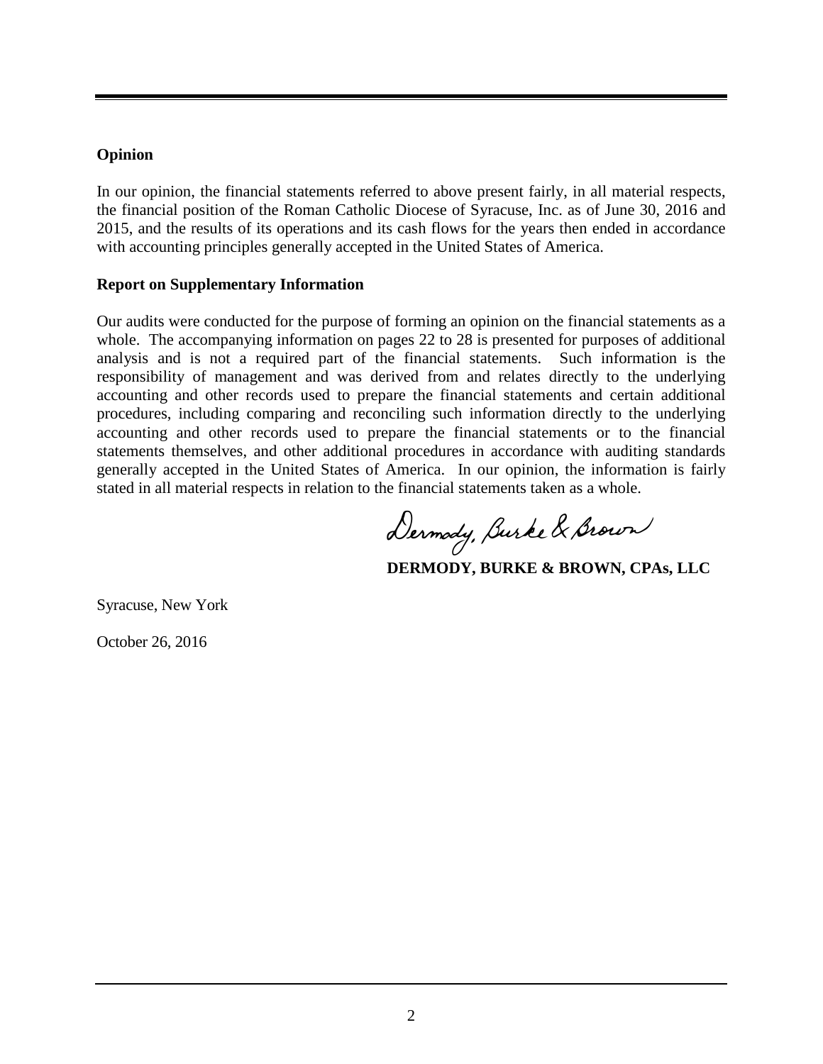### Opinion

In our opinion, the financial statements referred to above present fairly, in all material respects, the financial position of the Roman Catholic Diocese of Syracuse, Inc. as of June 30, 2016 and 2015, and the results of its operations and its cash flows for the years then ended in accordance with accounting principles generally accepted in the United States of America.

### Report on Supplementary Information

Our audits were conducted for the purpose of forming an opinion on the financial statements as a whole. The accompanying information on pages 22 to 28 is presented for purposes of additional analysis and is not a required part of the financial statements. Such information is the responsibility of management and was derived from and relates directly to the underlying accounting and other records used to prepare the financial statements and certain additional procedures, including comparing and reconciling such information directly to the underlying accounting and other records used to prepare the financial statements or to the financial statements themselves, and other additional procedures in accordance with auditing standards generally accepted in the United States of America. In our opinion, the information is fairly stated in all material respects in relation to the financial statements taken as a whole.

Dermody, Burke & Brown

**DERMODY, BURKE & BROWN, CPAs, LLC**

Syracuse, New York

October 26, 2016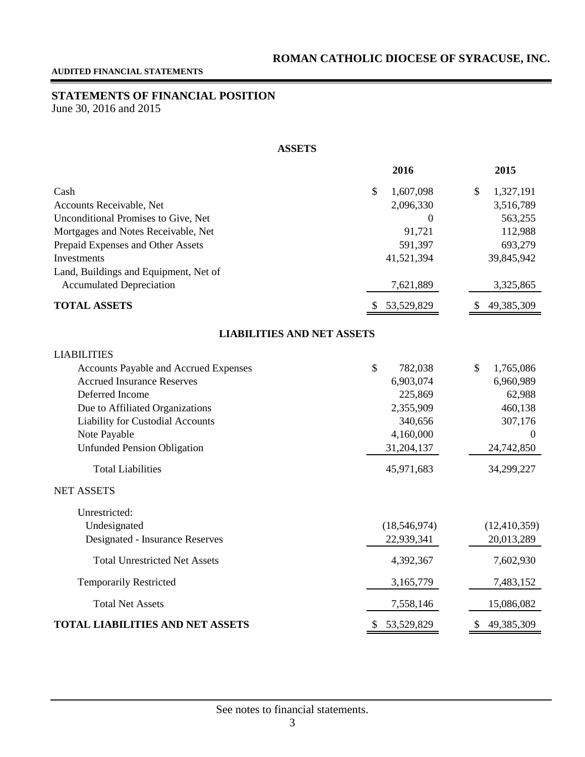**AUDITED FINANCIAL STATEMENTS**

## STATEMENTS OF FINANCIAL POSITION

June 30, 2016 and 2015

**ASSETS**

| | 2016 | 2015 |
|---|---|---|
| Cash | $ 1,607,098 | $ 1,327,191 |
| Accounts Receivable, Net | 2,096,330 | 3,516,789 |
| Unconditional Promises to Give, Net | 0 | 563,255 |
| Mortgages and Notes Receivable, Net | 91,721 | 112,988 |
| Prepaid Expenses and Other Assets | 591,397 | 693,279 |
| Investments | 41,521,394 | 39,845,942 |
| Land, Buildings and Equipment, Net of Accumulated Depreciation | 7,621,889 | 3,325,865 |
| **TOTAL ASSETS** | $ 53,529,829 | $ 49,385,309 |

**LIABILITIES AND NET ASSETS**

| | 2016 | 2015 |
|---|---|---|
| LIABILITIES | | |
| Accounts Payable and Accrued Expenses | $ 782,038 | $ 1,765,086 |
| Accrued Insurance Reserves | 6,903,074 | 6,960,989 |
| Deferred Income | 225,869 | 62,988 |
| Due to Affiliated Organizations | 2,355,909 | 460,138 |
| Liability for Custodial Accounts | 340,656 | 307,176 |
| Note Payable | 4,160,000 | 0 |
| Unfunded Pension Obligation | 31,204,137 | 24,742,850 |
| Total Liabilities | 45,971,683 | 34,299,227 |
| NET ASSETS | | |
| Unrestricted: | | |
| Undesignated | (18,546,974) | (12,410,359) |
| Designated - Insurance Reserves | 22,939,341 | 20,013,289 |
| Total Unrestricted Net Assets | 4,392,367 | 7,602,930 |
| Temporarily Restricted | 3,165,779 | 7,483,152 |
| Total Net Assets | 7,558,146 | 15,086,082 |
| **TOTAL LIABILITIES AND NET ASSETS** | $ 53,529,829 | $ 49,385,309 |

See notes to financial statements.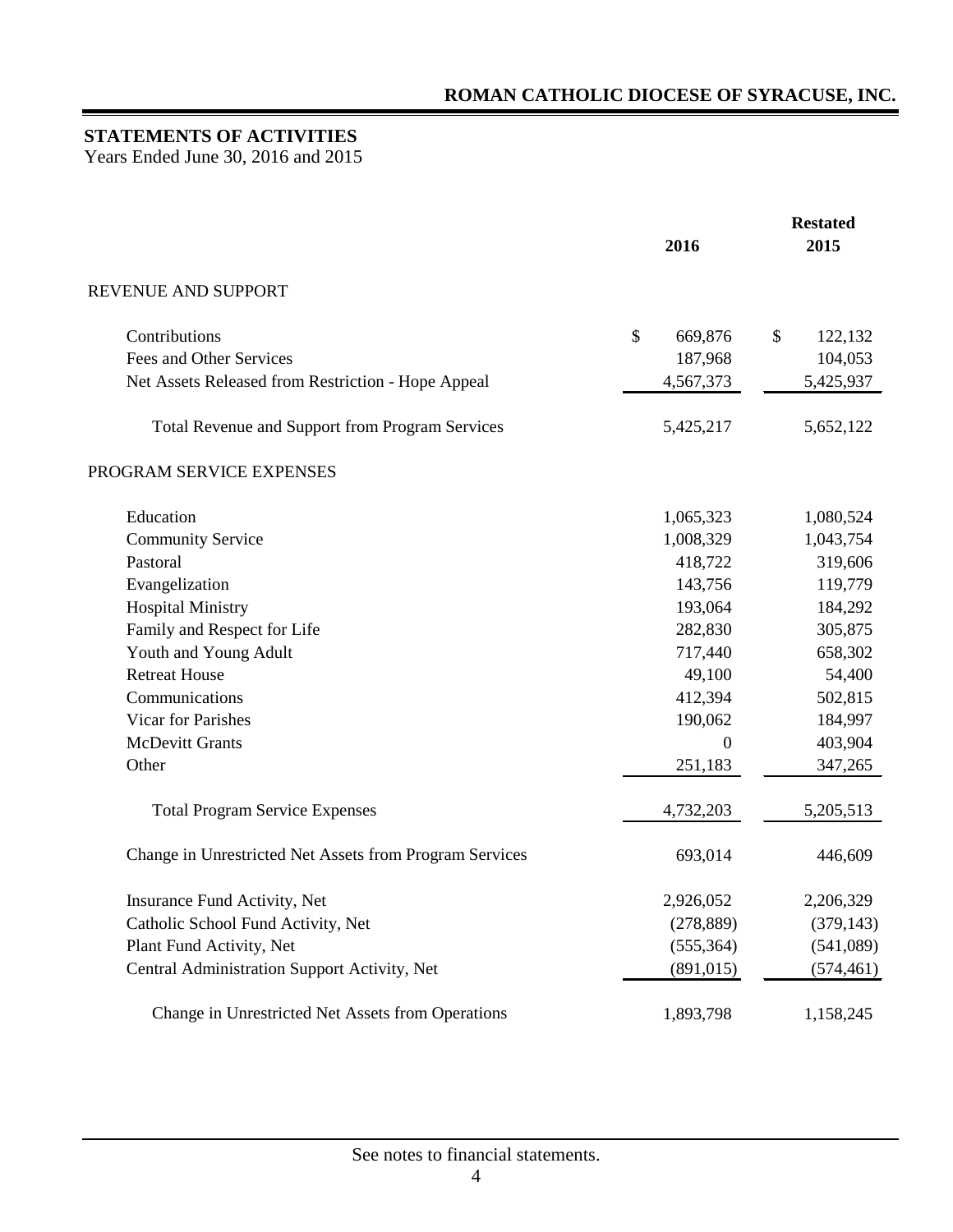**ROMAN CATHOLIC DIOCESE OF SYRACUSE, INC.**

## STATEMENTS OF ACTIVITIES

Years Ended June 30, 2016 and 2015

| | 2016 | Restated 2015 |
|---|---|---|
| REVENUE AND SUPPORT | | |
| Contributions | $ 669,876 | $ 122,132 |
| Fees and Other Services | 187,968 | 104,053 |
| Net Assets Released from Restriction - Hope Appeal | 4,567,373 | 5,425,937 |
| Total Revenue and Support from Program Services | 5,425,217 | 5,652,122 |
| PROGRAM SERVICE EXPENSES | | |
| Education | 1,065,323 | 1,080,524 |
| Community Service | 1,008,329 | 1,043,754 |
| Pastoral | 418,722 | 319,606 |
| Evangelization | 143,756 | 119,779 |
| Hospital Ministry | 193,064 | 184,292 |
| Family and Respect for Life | 282,830 | 305,875 |
| Youth and Young Adult | 717,440 | 658,302 |
| Retreat House | 49,100 | 54,400 |
| Communications | 412,394 | 502,815 |
| Vicar for Parishes | 190,062 | 184,997 |
| McDevitt Grants | 0 | 403,904 |
| Other | 251,183 | 347,265 |
| Total Program Service Expenses | 4,732,203 | 5,205,513 |
| Change in Unrestricted Net Assets from Program Services | 693,014 | 446,609 |
| Insurance Fund Activity, Net | 2,926,052 | 2,206,329 |
| Catholic School Fund Activity, Net | (278,889) | (379,143) |
| Plant Fund Activity, Net | (555,364) | (541,089) |
| Central Administration Support Activity, Net | (891,015) | (574,461) |
| Change in Unrestricted Net Assets from Operations | 1,893,798 | 1,158,245 |

See notes to financial statements.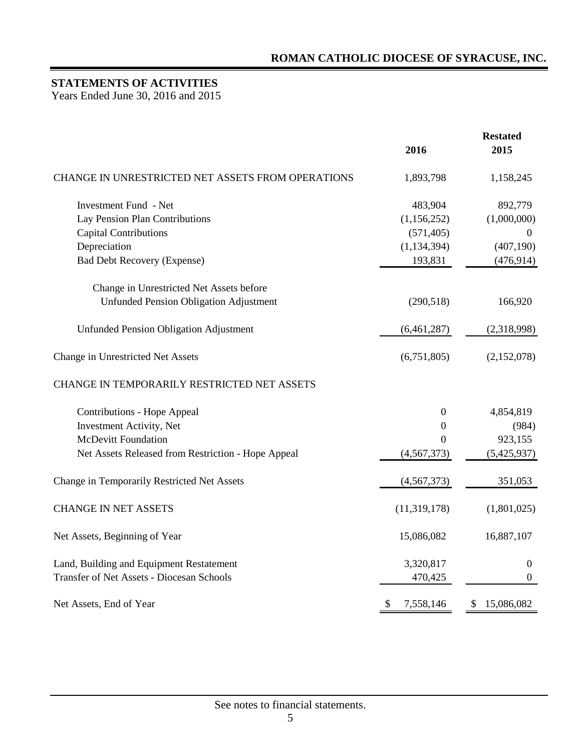**ROMAN CATHOLIC DIOCESE OF SYRACUSE, INC.**

## STATEMENTS OF ACTIVITIES

Years Ended June 30, 2016 and 2015

| | 2016 | Restated 2015 |
|---|---|---|
| CHANGE IN UNRESTRICTED NET ASSETS FROM OPERATIONS | 1,893,798 | 1,158,245 |
| Investment Fund - Net | 483,904 | 892,779 |
| Lay Pension Plan Contributions | (1,156,252) | (1,000,000) |
| Capital Contributions | (571,405) | 0 |
| Depreciation | (1,134,394) | (407,190) |
| Bad Debt Recovery (Expense) | 193,831 | (476,914) |
| Change in Unrestricted Net Assets before Unfunded Pension Obligation Adjustment | (290,518) | 166,920 |
| Unfunded Pension Obligation Adjustment | (6,461,287) | (2,318,998) |
| Change in Unrestricted Net Assets | (6,751,805) | (2,152,078) |
| CHANGE IN TEMPORARILY RESTRICTED NET ASSETS | | |
| Contributions - Hope Appeal | 0 | 4,854,819 |
| Investment Activity, Net | 0 | (984) |
| McDevitt Foundation | 0 | 923,155 |
| Net Assets Released from Restriction - Hope Appeal | (4,567,373) | (5,425,937) |
| Change in Temporarily Restricted Net Assets | (4,567,373) | 351,053 |
| CHANGE IN NET ASSETS | (11,319,178) | (1,801,025) |
| Net Assets, Beginning of Year | 15,086,082 | 16,887,107 |
| Land, Building and Equipment Restatement | 3,320,817 | 0 |
| Transfer of Net Assets - Diocesan Schools | 470,425 | 0 |
| Net Assets, End of Year | $ 7,558,146 | $ 15,086,082 |

See notes to financial statements.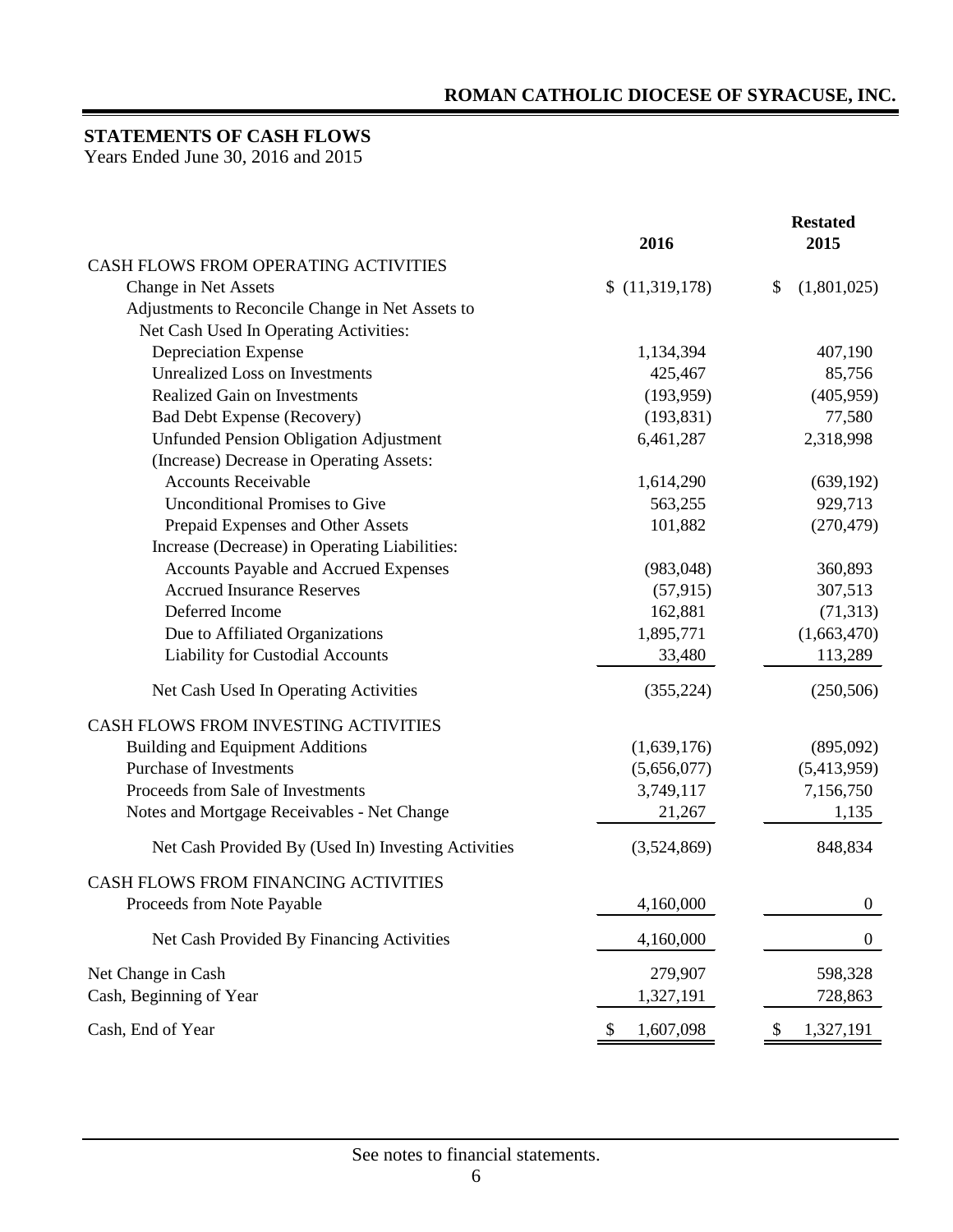# ROMAN CATHOLIC DIOCESE OF SYRACUSE, INC.

## STATEMENTS OF CASH FLOWS

Years Ended June 30, 2016 and 2015

| | 2016 | Restated 2015 |
|---|---|---|
| CASH FLOWS FROM OPERATING ACTIVITIES | | |
| Change in Net Assets | $ (11,319,178) | $ (1,801,025) |
| Adjustments to Reconcile Change in Net Assets to Net Cash Used In Operating Activities: | | |
| Depreciation Expense | 1,134,394 | 407,190 |
| Unrealized Loss on Investments | 425,467 | 85,756 |
| Realized Gain on Investments | (193,959) | (405,959) |
| Bad Debt Expense (Recovery) | (193,831) | 77,580 |
| Unfunded Pension Obligation Adjustment | 6,461,287 | 2,318,998 |
| (Increase) Decrease in Operating Assets: | | |
| Accounts Receivable | 1,614,290 | (639,192) |
| Unconditional Promises to Give | 563,255 | 929,713 |
| Prepaid Expenses and Other Assets | 101,882 | (270,479) |
| Increase (Decrease) in Operating Liabilities: | | |
| Accounts Payable and Accrued Expenses | (983,048) | 360,893 |
| Accrued Insurance Reserves | (57,915) | 307,513 |
| Deferred Income | 162,881 | (71,313) |
| Due to Affiliated Organizations | 1,895,771 | (1,663,470) |
| Liability for Custodial Accounts | 33,480 | 113,289 |
| Net Cash Used In Operating Activities | (355,224) | (250,506) |
| CASH FLOWS FROM INVESTING ACTIVITIES | | |
| Building and Equipment Additions | (1,639,176) | (895,092) |
| Purchase of Investments | (5,656,077) | (5,413,959) |
| Proceeds from Sale of Investments | 3,749,117 | 7,156,750 |
| Notes and Mortgage Receivables - Net Change | 21,267 | 1,135 |
| Net Cash Provided By (Used In) Investing Activities | (3,524,869) | 848,834 |
| CASH FLOWS FROM FINANCING ACTIVITIES | | |
| Proceeds from Note Payable | 4,160,000 | 0 |
| Net Cash Provided By Financing Activities | 4,160,000 | 0 |
| Net Change in Cash | 279,907 | 598,328 |
| Cash, Beginning of Year | 1,327,191 | 728,863 |
| Cash, End of Year | $ 1,607,098 | $ 1,327,191 |

See notes to financial statements.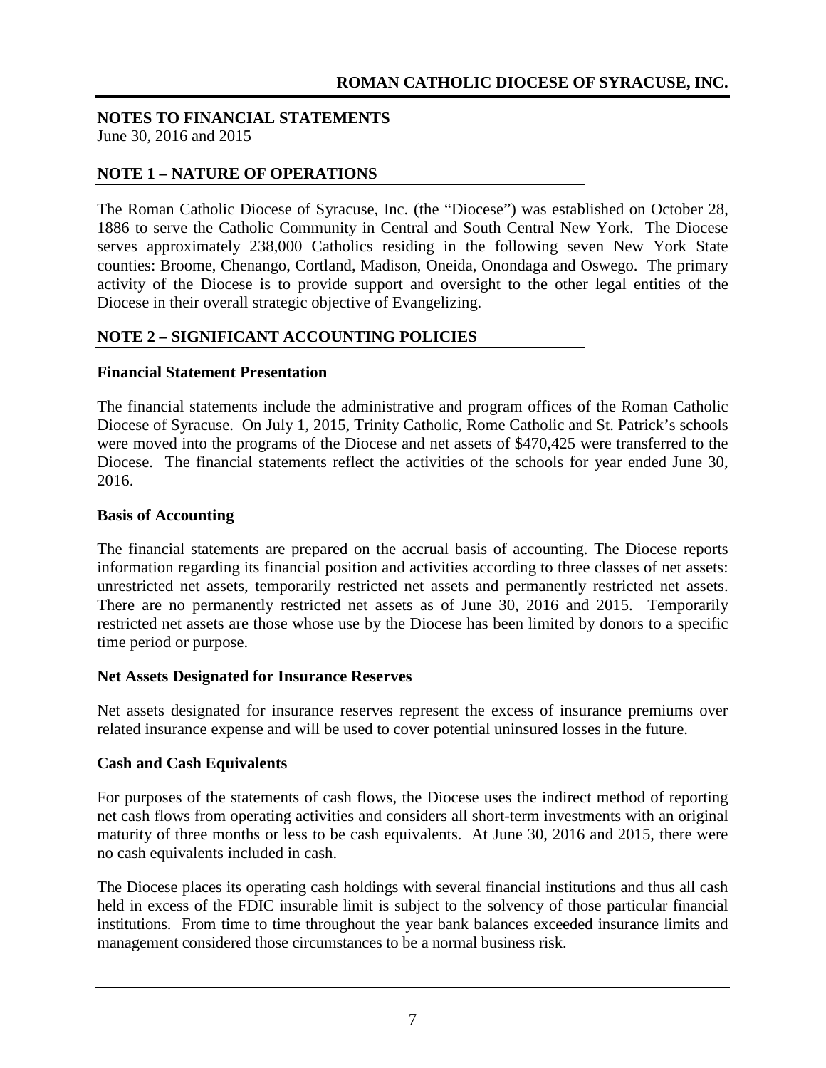# NOTES TO FINANCIAL STATEMENTS

June 30, 2016 and 2015

## NOTE 1 – NATURE OF OPERATIONS

The Roman Catholic Diocese of Syracuse, Inc. (the "Diocese") was established on October 28, 1886 to serve the Catholic Community in Central and South Central New York. The Diocese serves approximately 238,000 Catholics residing in the following seven New York State counties: Broome, Chenango, Cortland, Madison, Oneida, Onondaga and Oswego. The primary activity of the Diocese is to provide support and oversight to the other legal entities of the Diocese in their overall strategic objective of Evangelizing.

## NOTE 2 – SIGNIFICANT ACCOUNTING POLICIES

### Financial Statement Presentation

The financial statements include the administrative and program offices of the Roman Catholic Diocese of Syracuse. On July 1, 2015, Trinity Catholic, Rome Catholic and St. Patrick's schools were moved into the programs of the Diocese and net assets of $470,425 were transferred to the Diocese. The financial statements reflect the activities of the schools for year ended June 30, 2016.

### Basis of Accounting

The financial statements are prepared on the accrual basis of accounting. The Diocese reports information regarding its financial position and activities according to three classes of net assets: unrestricted net assets, temporarily restricted net assets and permanently restricted net assets. There are no permanently restricted net assets as of June 30, 2016 and 2015. Temporarily restricted net assets are those whose use by the Diocese has been limited by donors to a specific time period or purpose.

### Net Assets Designated for Insurance Reserves

Net assets designated for insurance reserves represent the excess of insurance premiums over related insurance expense and will be used to cover potential uninsured losses in the future.

### Cash and Cash Equivalents

For purposes of the statements of cash flows, the Diocese uses the indirect method of reporting net cash flows from operating activities and considers all short-term investments with an original maturity of three months or less to be cash equivalents. At June 30, 2016 and 2015, there were no cash equivalents included in cash.

The Diocese places its operating cash holdings with several financial institutions and thus all cash held in excess of the FDIC insurable limit is subject to the solvency of those particular financial institutions. From time to time throughout the year bank balances exceeded insurance limits and management considered those circumstances to be a normal business risk.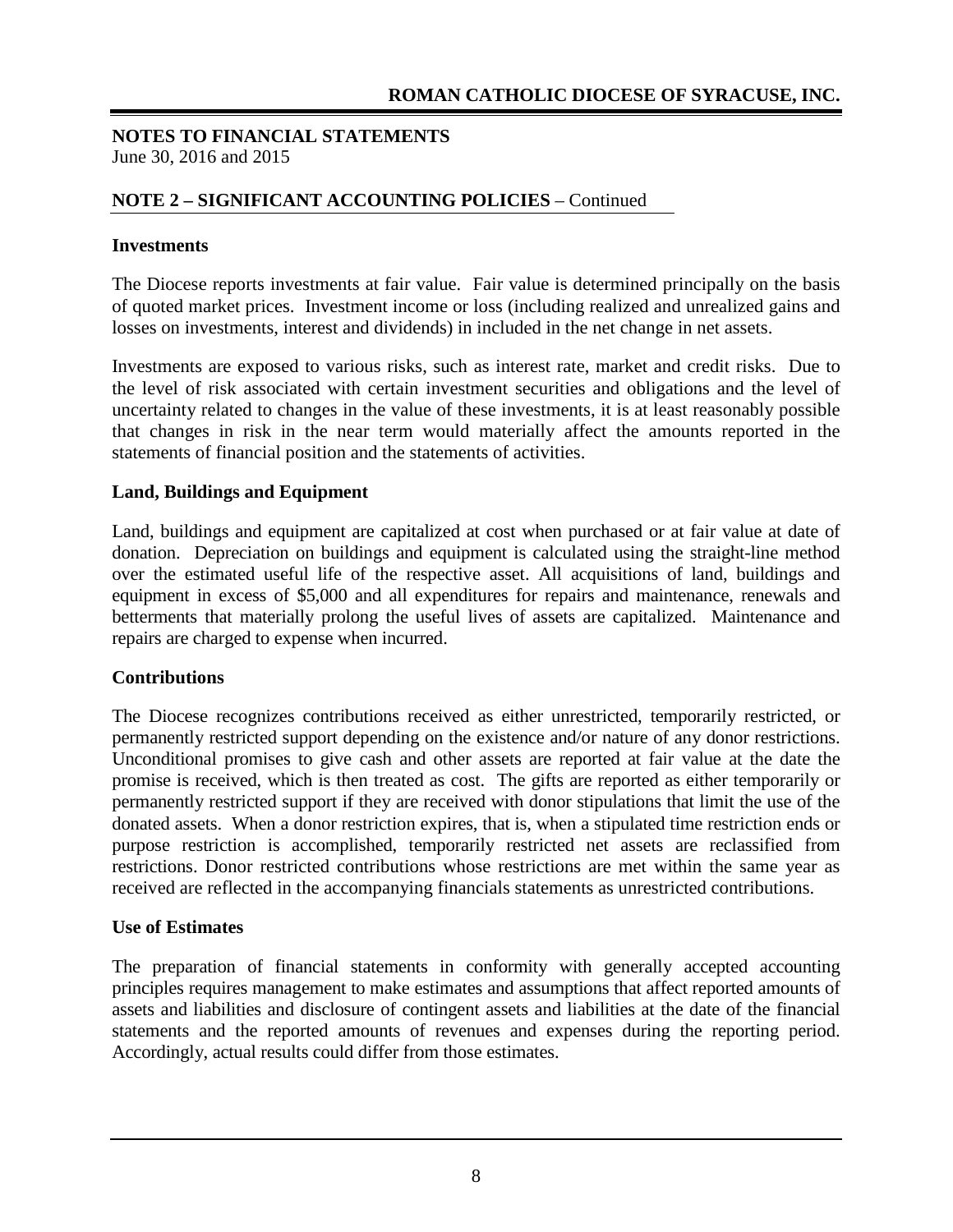**NOTES TO FINANCIAL STATEMENTS**
June 30, 2016 and 2015

**NOTE 2 – SIGNIFICANT ACCOUNTING POLICIES** – Continued

**Investments**

The Diocese reports investments at fair value. Fair value is determined principally on the basis of quoted market prices. Investment income or loss (including realized and unrealized gains and losses on investments, interest and dividends) in included in the net change in net assets.

Investments are exposed to various risks, such as interest rate, market and credit risks. Due to the level of risk associated with certain investment securities and obligations and the level of uncertainty related to changes in the value of these investments, it is at least reasonably possible that changes in risk in the near term would materially affect the amounts reported in the statements of financial position and the statements of activities.

**Land, Buildings and Equipment**

Land, buildings and equipment are capitalized at cost when purchased or at fair value at date of donation. Depreciation on buildings and equipment is calculated using the straight-line method over the estimated useful life of the respective asset. All acquisitions of land, buildings and equipment in excess of $5,000 and all expenditures for repairs and maintenance, renewals and betterments that materially prolong the useful lives of assets are capitalized. Maintenance and repairs are charged to expense when incurred.

**Contributions**

The Diocese recognizes contributions received as either unrestricted, temporarily restricted, or permanently restricted support depending on the existence and/or nature of any donor restrictions. Unconditional promises to give cash and other assets are reported at fair value at the date the promise is received, which is then treated as cost. The gifts are reported as either temporarily or permanently restricted support if they are received with donor stipulations that limit the use of the donated assets. When a donor restriction expires, that is, when a stipulated time restriction ends or purpose restriction is accomplished, temporarily restricted net assets are reclassified from restrictions. Donor restricted contributions whose restrictions are met within the same year as received are reflected in the accompanying financials statements as unrestricted contributions.

**Use of Estimates**

The preparation of financial statements in conformity with generally accepted accounting principles requires management to make estimates and assumptions that affect reported amounts of assets and liabilities and disclosure of contingent assets and liabilities at the date of the financial statements and the reported amounts of revenues and expenses during the reporting period. Accordingly, actual results could differ from those estimates.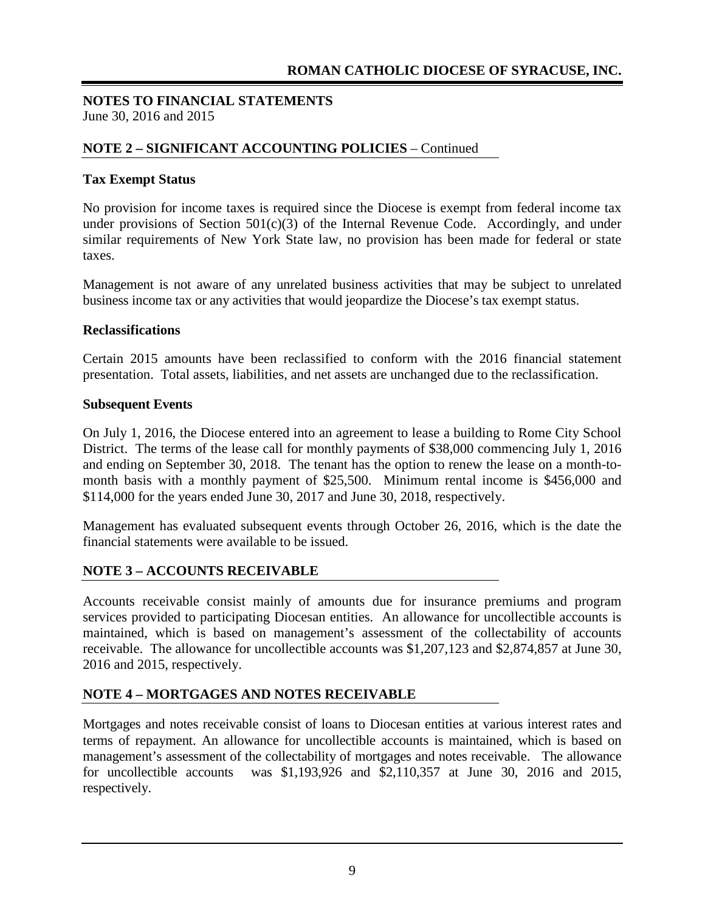## NOTES TO FINANCIAL STATEMENTS

June 30, 2016 and 2015

## NOTE 2 – SIGNIFICANT ACCOUNTING POLICIES – Continued

### Tax Exempt Status

No provision for income taxes is required since the Diocese is exempt from federal income tax under provisions of Section 501(c)(3) of the Internal Revenue Code. Accordingly, and under similar requirements of New York State law, no provision has been made for federal or state taxes.

Management is not aware of any unrelated business activities that may be subject to unrelated business income tax or any activities that would jeopardize the Diocese's tax exempt status.

### Reclassifications

Certain 2015 amounts have been reclassified to conform with the 2016 financial statement presentation. Total assets, liabilities, and net assets are unchanged due to the reclassification.

### Subsequent Events

On July 1, 2016, the Diocese entered into an agreement to lease a building to Rome City School District. The terms of the lease call for monthly payments of $38,000 commencing July 1, 2016 and ending on September 30, 2018. The tenant has the option to renew the lease on a month-to-month basis with a monthly payment of $25,500. Minimum rental income is $456,000 and $114,000 for the years ended June 30, 2017 and June 30, 2018, respectively.

Management has evaluated subsequent events through October 26, 2016, which is the date the financial statements were available to be issued.

## NOTE 3 – ACCOUNTS RECEIVABLE

Accounts receivable consist mainly of amounts due for insurance premiums and program services provided to participating Diocesan entities. An allowance for uncollectible accounts is maintained, which is based on management's assessment of the collectability of accounts receivable. The allowance for uncollectible accounts was $1,207,123 and $2,874,857 at June 30, 2016 and 2015, respectively.

## NOTE 4 – MORTGAGES AND NOTES RECEIVABLE

Mortgages and notes receivable consist of loans to Diocesan entities at various interest rates and terms of repayment. An allowance for uncollectible accounts is maintained, which is based on management's assessment of the collectability of mortgages and notes receivable. The allowance for uncollectible accounts was $1,193,926 and $2,110,357 at June 30, 2016 and 2015, respectively.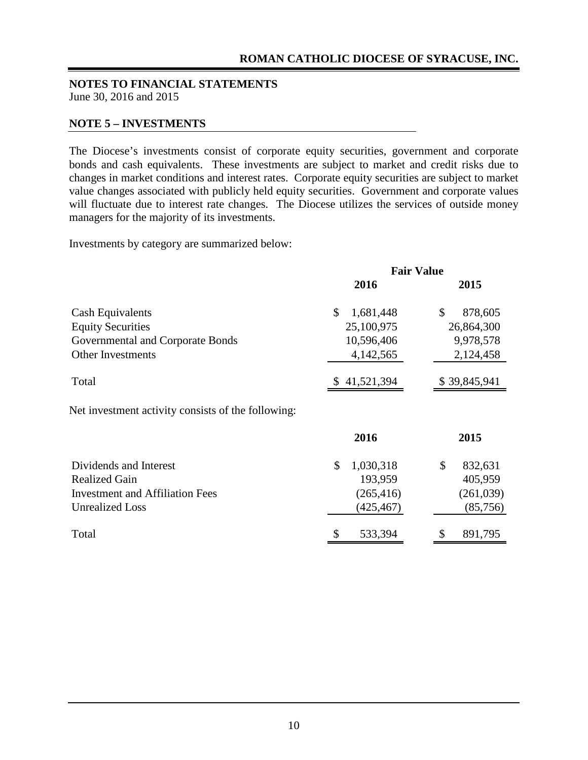## NOTES TO FINANCIAL STATEMENTS

June 30, 2016 and 2015

### NOTE 5 – INVESTMENTS

The Diocese's investments consist of corporate equity securities, government and corporate bonds and cash equivalents. These investments are subject to market and credit risks due to changes in market conditions and interest rates. Corporate equity securities are subject to market value changes associated with publicly held equity securities. Government and corporate values will fluctuate due to interest rate changes. The Diocese utilizes the services of outside money managers for the majority of its investments.

Investments by category are summarized below:

| | Fair Value | |
|---|---|---|
| | 2016 | 2015 |
| Cash Equivalents | $ 1,681,448 | $ 878,605 |
| Equity Securities | 25,100,975 | 26,864,300 |
| Governmental and Corporate Bonds | 10,596,406 | 9,978,578 |
| Other Investments | 4,142,565 | 2,124,458 |
| Total | $ 41,521,394 | $ 39,845,941 |

Net investment activity consists of the following:

| | 2016 | 2015 |
|---|---|---|
| Dividends and Interest | $ 1,030,318 | $ 832,631 |
| Realized Gain | 193,959 | 405,959 |
| Investment and Affiliation Fees | (265,416) | (261,039) |
| Unrealized Loss | (425,467) | (85,756) |
| Total | $ 533,394 | $ 891,795 |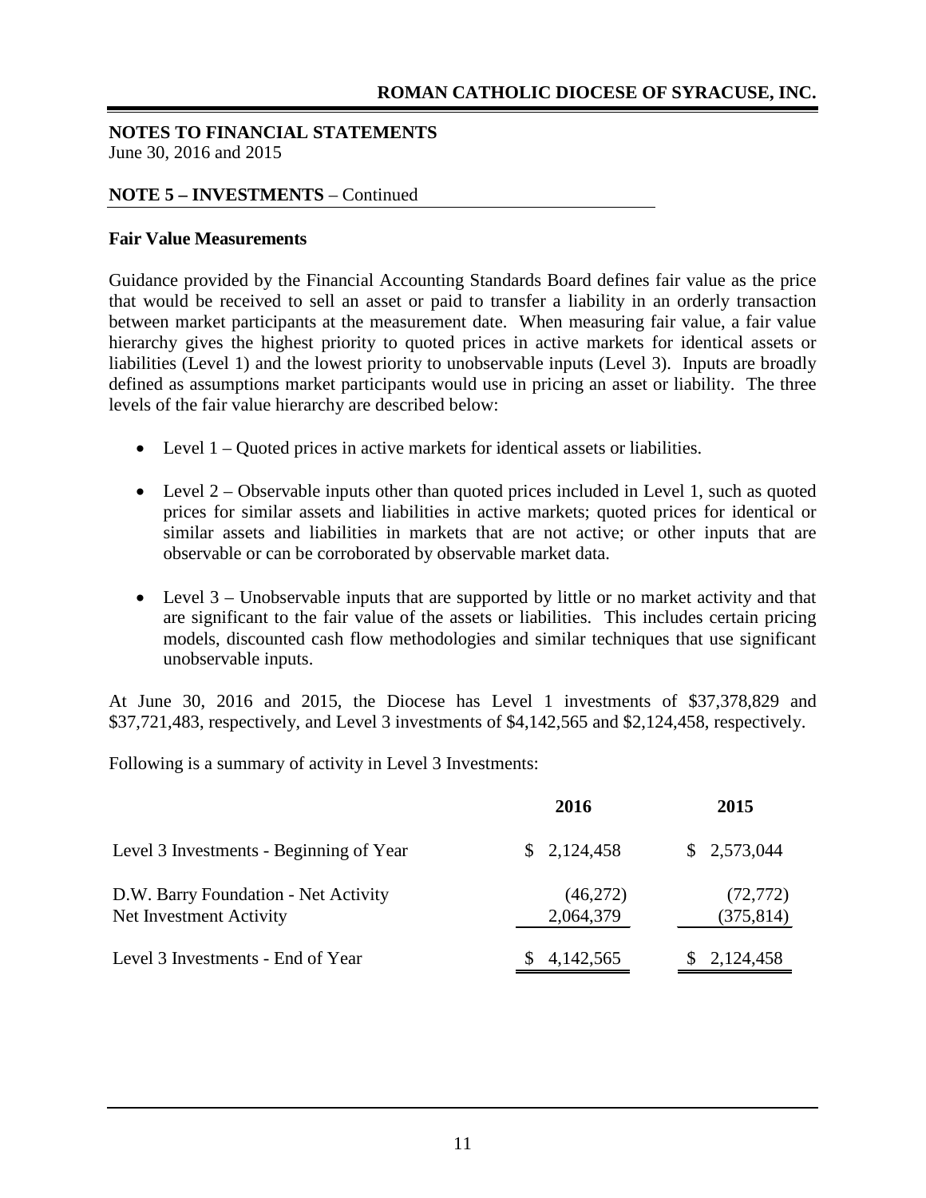**ROMAN CATHOLIC DIOCESE OF SYRACUSE, INC.**

**NOTES TO FINANCIAL STATEMENTS**
June 30, 2016 and 2015

**NOTE 5 – INVESTMENTS** – Continued

**Fair Value Measurements**

Guidance provided by the Financial Accounting Standards Board defines fair value as the price that would be received to sell an asset or paid to transfer a liability in an orderly transaction between market participants at the measurement date. When measuring fair value, a fair value hierarchy gives the highest priority to quoted prices in active markets for identical assets or liabilities (Level 1) and the lowest priority to unobservable inputs (Level 3). Inputs are broadly defined as assumptions market participants would use in pricing an asset or liability. The three levels of the fair value hierarchy are described below:

- Level 1 – Quoted prices in active markets for identical assets or liabilities.
- Level 2 – Observable inputs other than quoted prices included in Level 1, such as quoted prices for similar assets and liabilities in active markets; quoted prices for identical or similar assets and liabilities in markets that are not active; or other inputs that are observable or can be corroborated by observable market data.
- Level 3 – Unobservable inputs that are supported by little or no market activity and that are significant to the fair value of the assets or liabilities. This includes certain pricing models, discounted cash flow methodologies and similar techniques that use significant unobservable inputs.

At June 30, 2016 and 2015, the Diocese has Level 1 investments of $37,378,829 and $37,721,483, respectively, and Level 3 investments of $4,142,565 and $2,124,458, respectively.

Following is a summary of activity in Level 3 Investments:

| | 2016 | 2015 |
|---|---|---|
| Level 3 Investments - Beginning of Year | $ 2,124,458 | $ 2,573,044 |
| D.W. Barry Foundation - Net Activity | (46,272) | (72,772) |
| Net Investment Activity | 2,064,379 | (375,814) |
| Level 3 Investments - End of Year | $ 4,142,565 | $ 2,124,458 |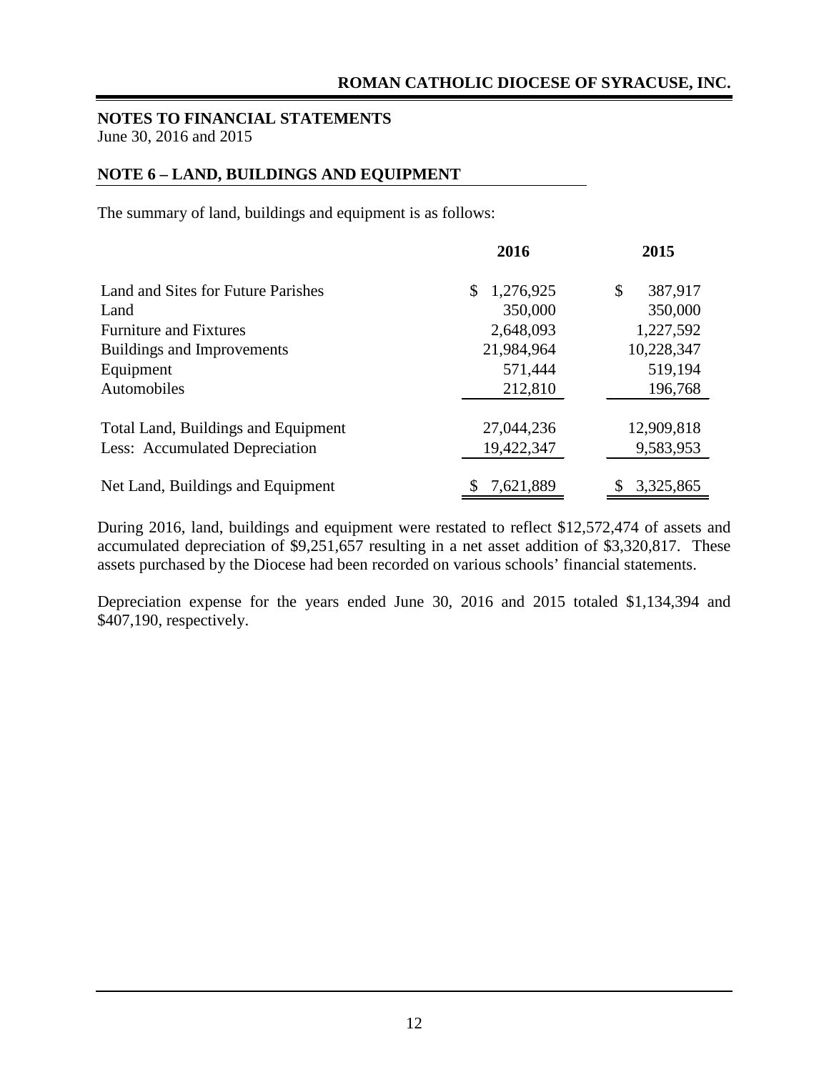**NOTES TO FINANCIAL STATEMENTS**
June 30, 2016 and 2015

## NOTE 6 – LAND, BUILDINGS AND EQUIPMENT

The summary of land, buildings and equipment is as follows:

| | 2016 | 2015 |
|---|---|---|
| Land and Sites for Future Parishes | $ 1,276,925 | $ 387,917 |
| Land | 350,000 | 350,000 |
| Furniture and Fixtures | 2,648,093 | 1,227,592 |
| Buildings and Improvements | 21,984,964 | 10,228,347 |
| Equipment | 571,444 | 519,194 |
| Automobiles | 212,810 | 196,768 |
| Total Land, Buildings and Equipment | 27,044,236 | 12,909,818 |
| Less: Accumulated Depreciation | 19,422,347 | 9,583,953 |
| Net Land, Buildings and Equipment | $ 7,621,889 | $ 3,325,865 |

During 2016, land, buildings and equipment were restated to reflect $12,572,474 of assets and accumulated depreciation of $9,251,657 resulting in a net asset addition of $3,320,817. These assets purchased by the Diocese had been recorded on various schools' financial statements.

Depreciation expense for the years ended June 30, 2016 and 2015 totaled $1,134,394 and $407,190, respectively.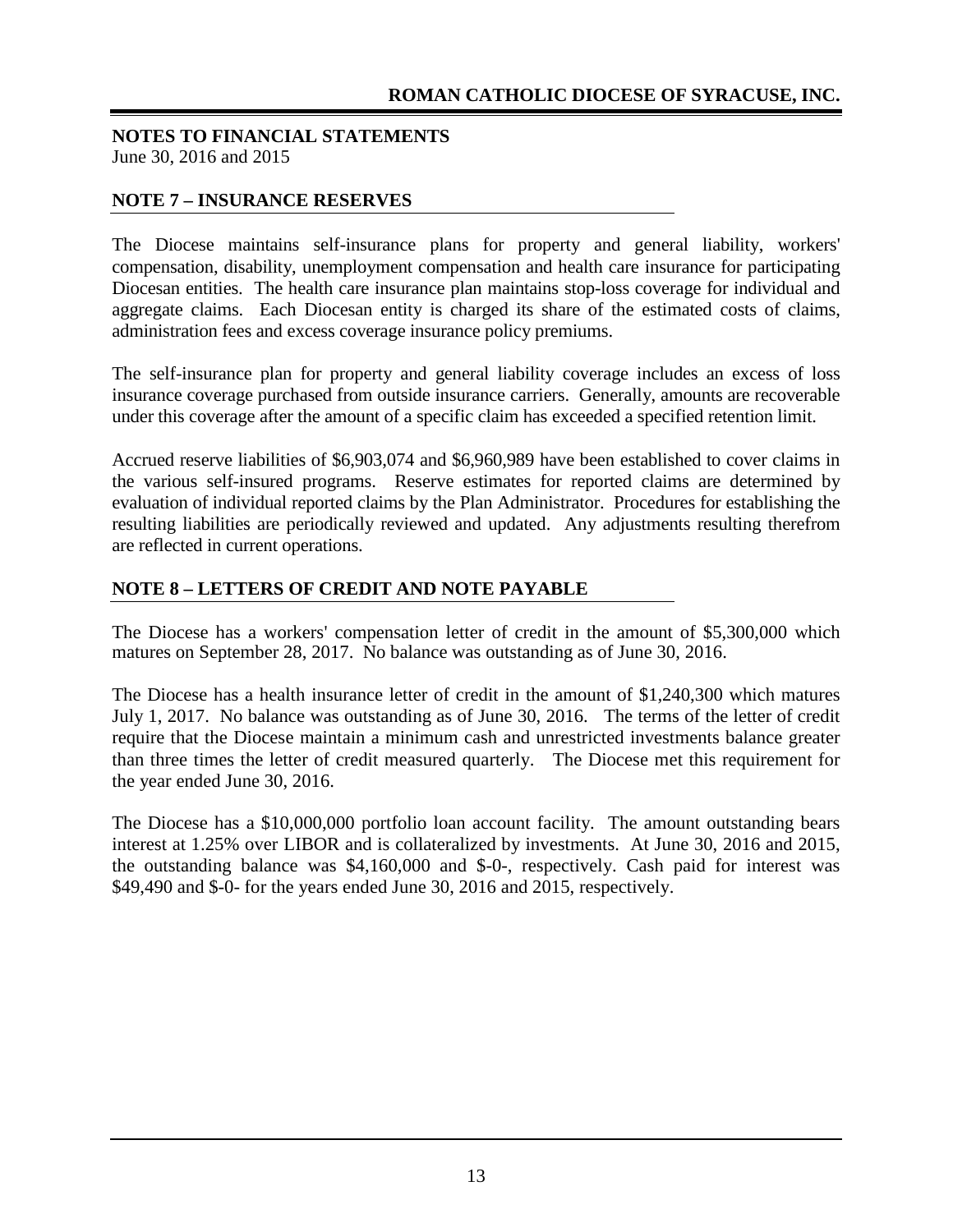**NOTES TO FINANCIAL STATEMENTS**
June 30, 2016 and 2015

## NOTE 7 – INSURANCE RESERVES

The Diocese maintains self-insurance plans for property and general liability, workers' compensation, disability, unemployment compensation and health care insurance for participating Diocesan entities. The health care insurance plan maintains stop-loss coverage for individual and aggregate claims. Each Diocesan entity is charged its share of the estimated costs of claims, administration fees and excess coverage insurance policy premiums.

The self-insurance plan for property and general liability coverage includes an excess of loss insurance coverage purchased from outside insurance carriers. Generally, amounts are recoverable under this coverage after the amount of a specific claim has exceeded a specified retention limit.

Accrued reserve liabilities of $6,903,074 and $6,960,989 have been established to cover claims in the various self-insured programs. Reserve estimates for reported claims are determined by evaluation of individual reported claims by the Plan Administrator. Procedures for establishing the resulting liabilities are periodically reviewed and updated. Any adjustments resulting therefrom are reflected in current operations.

## NOTE 8 – LETTERS OF CREDIT AND NOTE PAYABLE

The Diocese has a workers' compensation letter of credit in the amount of $5,300,000 which matures on September 28, 2017. No balance was outstanding as of June 30, 2016.

The Diocese has a health insurance letter of credit in the amount of $1,240,300 which matures July 1, 2017. No balance was outstanding as of June 30, 2016. The terms of the letter of credit require that the Diocese maintain a minimum cash and unrestricted investments balance greater than three times the letter of credit measured quarterly. The Diocese met this requirement for the year ended June 30, 2016.

The Diocese has a $10,000,000 portfolio loan account facility. The amount outstanding bears interest at 1.25% over LIBOR and is collateralized by investments. At June 30, 2016 and 2015, the outstanding balance was $4,160,000 and $-0-, respectively. Cash paid for interest was $49,490 and $-0- for the years ended June 30, 2016 and 2015, respectively.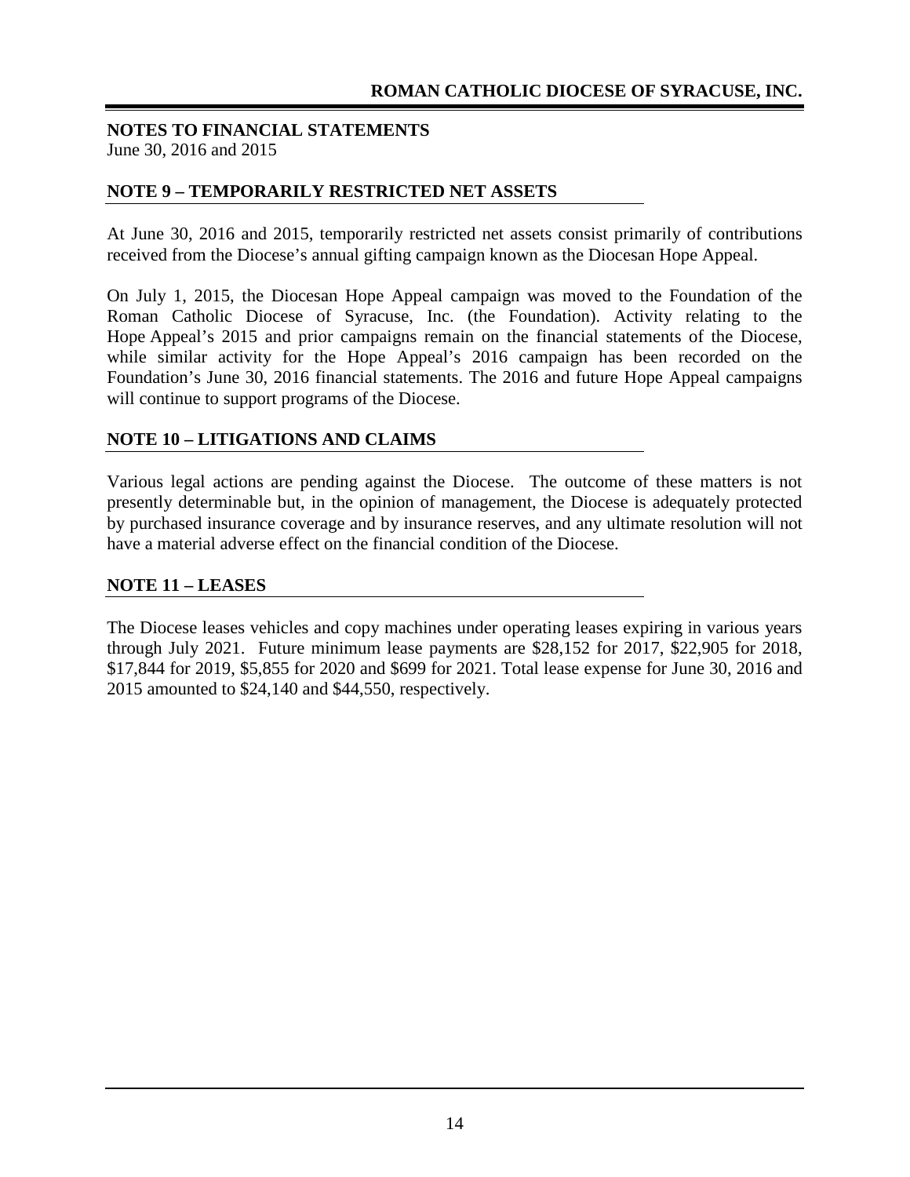**NOTES TO FINANCIAL STATEMENTS**
June 30, 2016 and 2015

## NOTE 9 – TEMPORARILY RESTRICTED NET ASSETS

At June 30, 2016 and 2015, temporarily restricted net assets consist primarily of contributions received from the Diocese's annual gifting campaign known as the Diocesan Hope Appeal.

On July 1, 2015, the Diocesan Hope Appeal campaign was moved to the Foundation of the Roman Catholic Diocese of Syracuse, Inc. (the Foundation). Activity relating to the Hope Appeal's 2015 and prior campaigns remain on the financial statements of the Diocese, while similar activity for the Hope Appeal's 2016 campaign has been recorded on the Foundation's June 30, 2016 financial statements. The 2016 and future Hope Appeal campaigns will continue to support programs of the Diocese.

## NOTE 10 – LITIGATIONS AND CLAIMS

Various legal actions are pending against the Diocese. The outcome of these matters is not presently determinable but, in the opinion of management, the Diocese is adequately protected by purchased insurance coverage and by insurance reserves, and any ultimate resolution will not have a material adverse effect on the financial condition of the Diocese.

## NOTE 11 – LEASES

The Diocese leases vehicles and copy machines under operating leases expiring in various years through July 2021. Future minimum lease payments are $28,152 for 2017, $22,905 for 2018, $17,844 for 2019, $5,855 for 2020 and $699 for 2021. Total lease expense for June 30, 2016 and 2015 amounted to $24,140 and $44,550, respectively.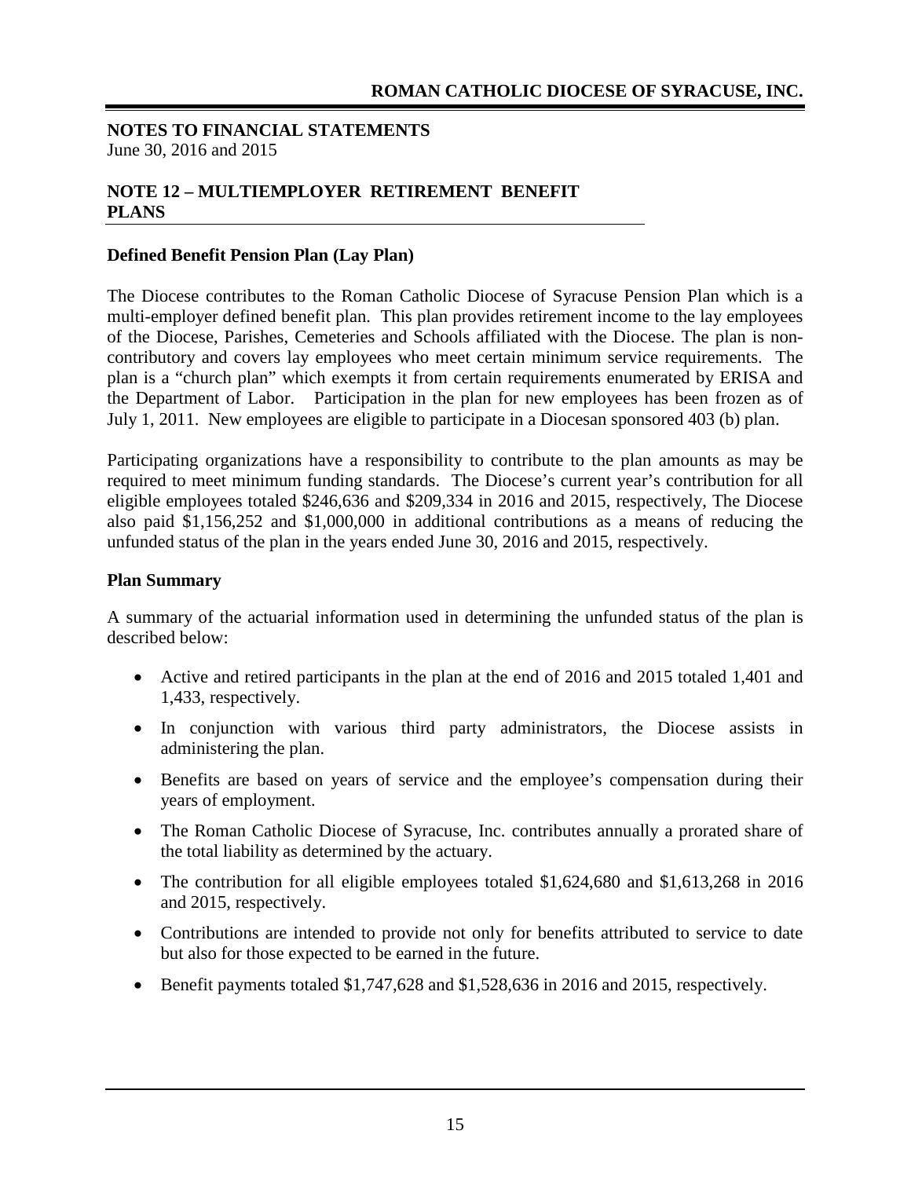**NOTES TO FINANCIAL STATEMENTS**
June 30, 2016 and 2015

## NOTE 12 – MULTIEMPLOYER RETIREMENT BENEFIT PLANS

### Defined Benefit Pension Plan (Lay Plan)

The Diocese contributes to the Roman Catholic Diocese of Syracuse Pension Plan which is a multi-employer defined benefit plan. This plan provides retirement income to the lay employees of the Diocese, Parishes, Cemeteries and Schools affiliated with the Diocese. The plan is non-contributory and covers lay employees who meet certain minimum service requirements. The plan is a "church plan" which exempts it from certain requirements enumerated by ERISA and the Department of Labor. Participation in the plan for new employees has been frozen as of July 1, 2011. New employees are eligible to participate in a Diocesan sponsored 403 (b) plan.

Participating organizations have a responsibility to contribute to the plan amounts as may be required to meet minimum funding standards. The Diocese's current year's contribution for all eligible employees totaled $246,636 and $209,334 in 2016 and 2015, respectively, The Diocese also paid $1,156,252 and $1,000,000 in additional contributions as a means of reducing the unfunded status of the plan in the years ended June 30, 2016 and 2015, respectively.

### Plan Summary

A summary of the actuarial information used in determining the unfunded status of the plan is described below:

- Active and retired participants in the plan at the end of 2016 and 2015 totaled 1,401 and 1,433, respectively.
- In conjunction with various third party administrators, the Diocese assists in administering the plan.
- Benefits are based on years of service and the employee's compensation during their years of employment.
- The Roman Catholic Diocese of Syracuse, Inc. contributes annually a prorated share of the total liability as determined by the actuary.
- The contribution for all eligible employees totaled $1,624,680 and $1,613,268 in 2016 and 2015, respectively.
- Contributions are intended to provide not only for benefits attributed to service to date but also for those expected to be earned in the future.
- Benefit payments totaled $1,747,628 and $1,528,636 in 2016 and 2015, respectively.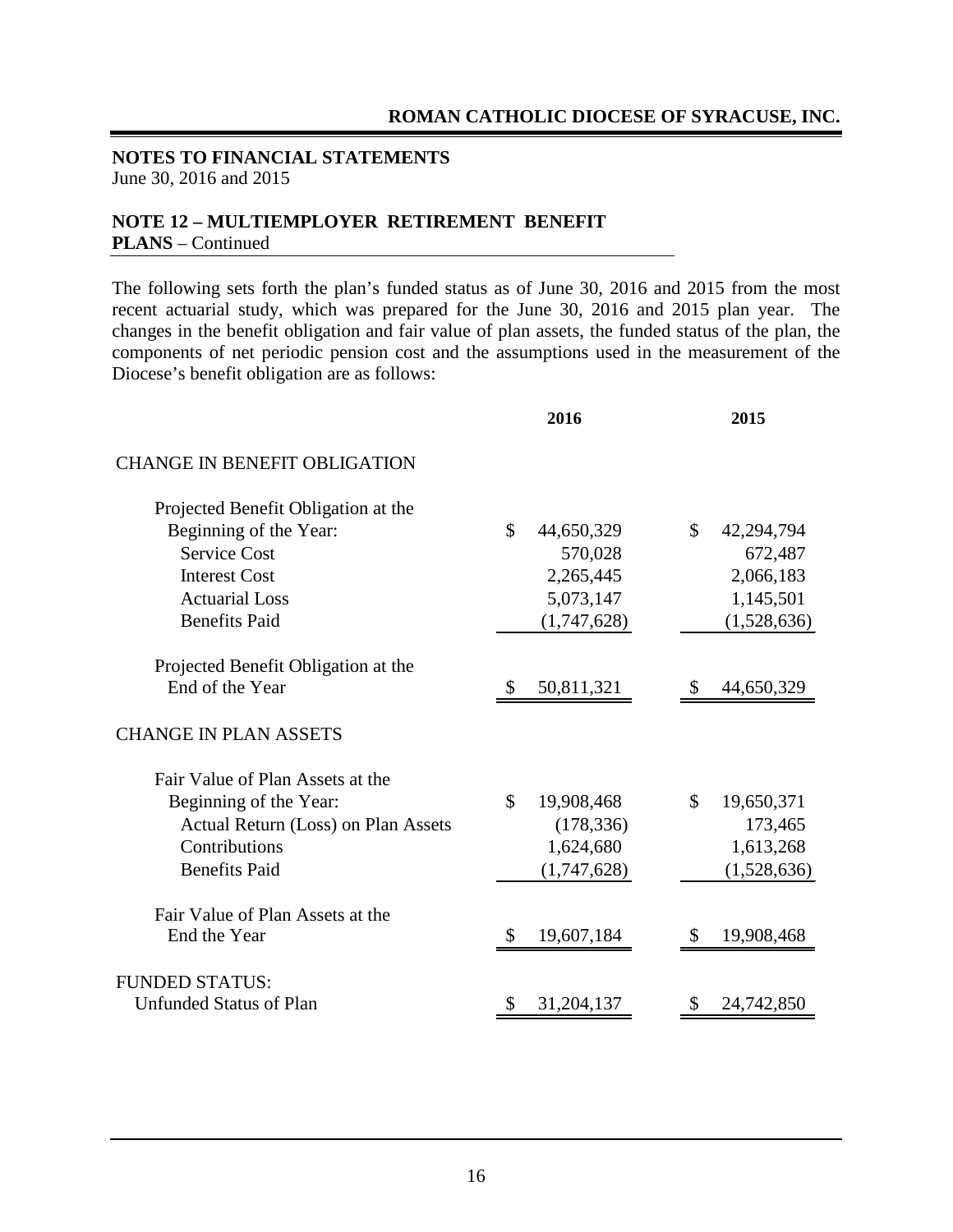**NOTES TO FINANCIAL STATEMENTS**
June 30, 2016 and 2015

**NOTE 12 – MULTIEMPLOYER RETIREMENT BENEFIT PLANS** – Continued

The following sets forth the plan's funded status as of June 30, 2016 and 2015 from the most recent actuarial study, which was prepared for the June 30, 2016 and 2015 plan year. The changes in the benefit obligation and fair value of plan assets, the funded status of the plan, the components of net periodic pension cost and the assumptions used in the measurement of the Diocese's benefit obligation are as follows:

| | 2016 | 2015 |
|---|---|---|
| CHANGE IN BENEFIT OBLIGATION | | |
| Projected Benefit Obligation at the Beginning of the Year: | $ 44,650,329 | $ 42,294,794 |
| Service Cost | 570,028 | 672,487 |
| Interest Cost | 2,265,445 | 2,066,183 |
| Actuarial Loss | 5,073,147 | 1,145,501 |
| Benefits Paid | (1,747,628) | (1,528,636) |
| Projected Benefit Obligation at the End of the Year | $ 50,811,321 | $ 44,650,329 |
| CHANGE IN PLAN ASSETS | | |
| Fair Value of Plan Assets at the Beginning of the Year: | $ 19,908,468 | $ 19,650,371 |
| Actual Return (Loss) on Plan Assets | (178,336) | 173,465 |
| Contributions | 1,624,680 | 1,613,268 |
| Benefits Paid | (1,747,628) | (1,528,636) |
| Fair Value of Plan Assets at the End the Year | $ 19,607,184 | $ 19,908,468 |
| FUNDED STATUS: | | |
| Unfunded Status of Plan | $ 31,204,137 | $ 24,742,850 |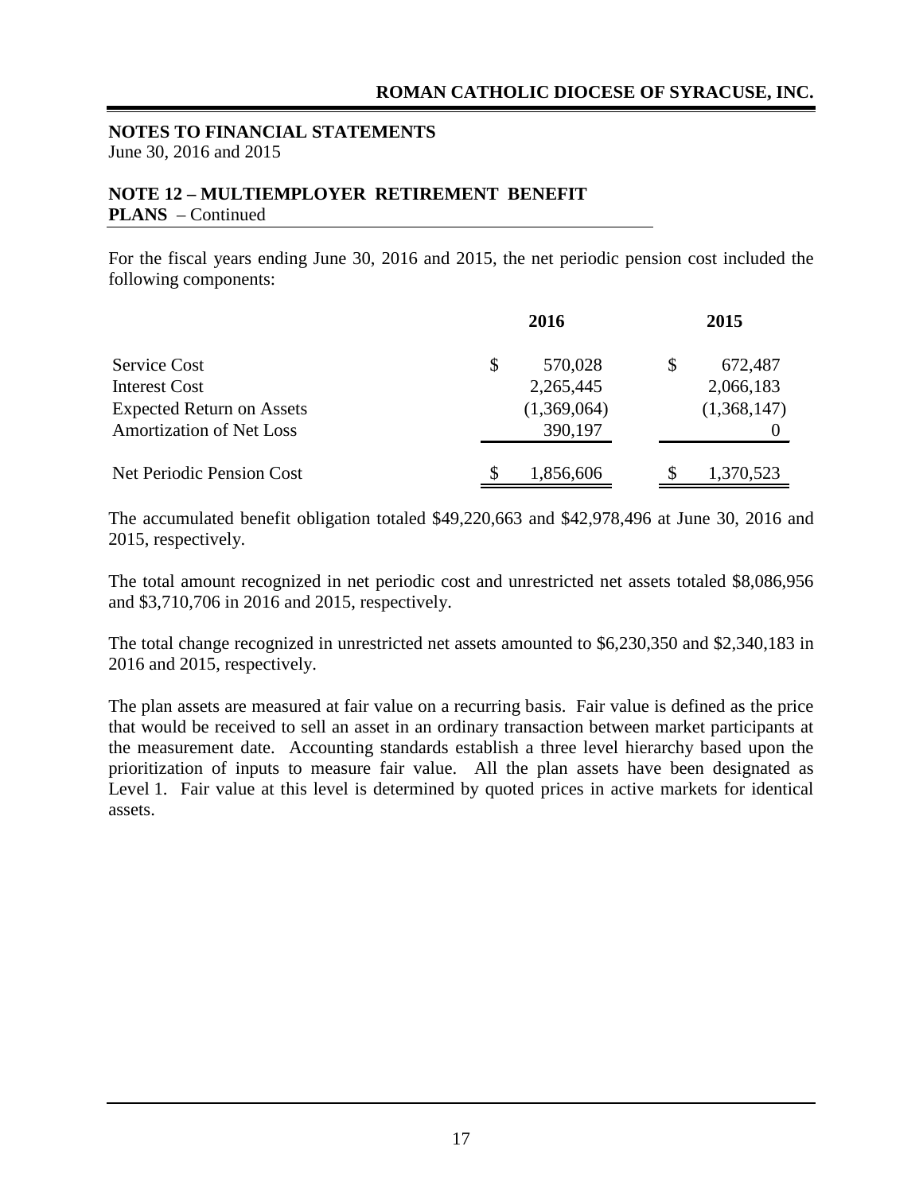**NOTES TO FINANCIAL STATEMENTS**
June 30, 2016 and 2015

## NOTE 12 – MULTIEMPLOYER RETIREMENT BENEFIT PLANS – Continued

For the fiscal years ending June 30, 2016 and 2015, the net periodic pension cost included the following components:

| | 2016 | 2015 |
|---|---|---|
| Service Cost | $ 570,028 | $ 672,487 |
| Interest Cost | 2,265,445 | 2,066,183 |
| Expected Return on Assets | (1,369,064) | (1,368,147) |
| Amortization of Net Loss | 390,197 | 0 |
| Net Periodic Pension Cost | $ 1,856,606 | $ 1,370,523 |

The accumulated benefit obligation totaled $49,220,663 and $42,978,496 at June 30, 2016 and 2015, respectively.

The total amount recognized in net periodic cost and unrestricted net assets totaled $8,086,956 and $3,710,706 in 2016 and 2015, respectively.

The total change recognized in unrestricted net assets amounted to $6,230,350 and $2,340,183 in 2016 and 2015, respectively.

The plan assets are measured at fair value on a recurring basis. Fair value is defined as the price that would be received to sell an asset in an ordinary transaction between market participants at the measurement date. Accounting standards establish a three level hierarchy based upon the prioritization of inputs to measure fair value. All the plan assets have been designated as Level 1. Fair value at this level is determined by quoted prices in active markets for identical assets.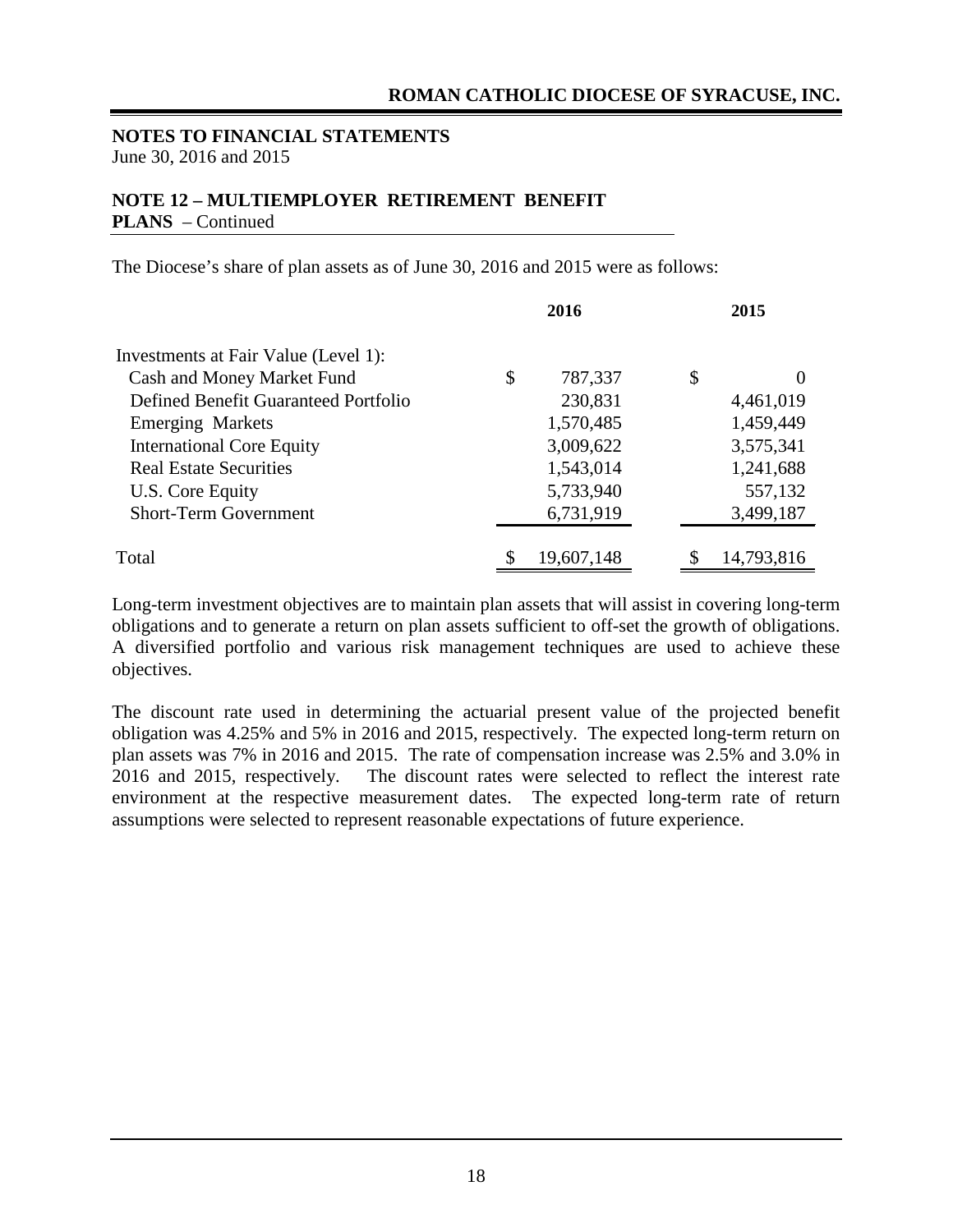**NOTES TO FINANCIAL STATEMENTS**
June 30, 2016 and 2015

## NOTE 12 – MULTIEMPLOYER RETIREMENT BENEFIT PLANS – Continued

The Diocese's share of plan assets as of June 30, 2016 and 2015 were as follows:

| | 2016 | 2015 |
|---|---|---|
| Investments at Fair Value (Level 1): | | |
| Cash and Money Market Fund | $ 787,337 | $ 0 |
| Defined Benefit Guaranteed Portfolio | 230,831 | 4,461,019 |
| Emerging Markets | 1,570,485 | 1,459,449 |
| International Core Equity | 3,009,622 | 3,575,341 |
| Real Estate Securities | 1,543,014 | 1,241,688 |
| U.S. Core Equity | 5,733,940 | 557,132 |
| Short-Term Government | 6,731,919 | 3,499,187 |
| Total | $ 19,607,148 | $ 14,793,816 |

Long-term investment objectives are to maintain plan assets that will assist in covering long-term obligations and to generate a return on plan assets sufficient to off-set the growth of obligations. A diversified portfolio and various risk management techniques are used to achieve these objectives.

The discount rate used in determining the actuarial present value of the projected benefit obligation was 4.25% and 5% in 2016 and 2015, respectively. The expected long-term return on plan assets was 7% in 2016 and 2015. The rate of compensation increase was 2.5% and 3.0% in 2016 and 2015, respectively. The discount rates were selected to reflect the interest rate environment at the respective measurement dates. The expected long-term rate of return assumptions were selected to represent reasonable expectations of future experience.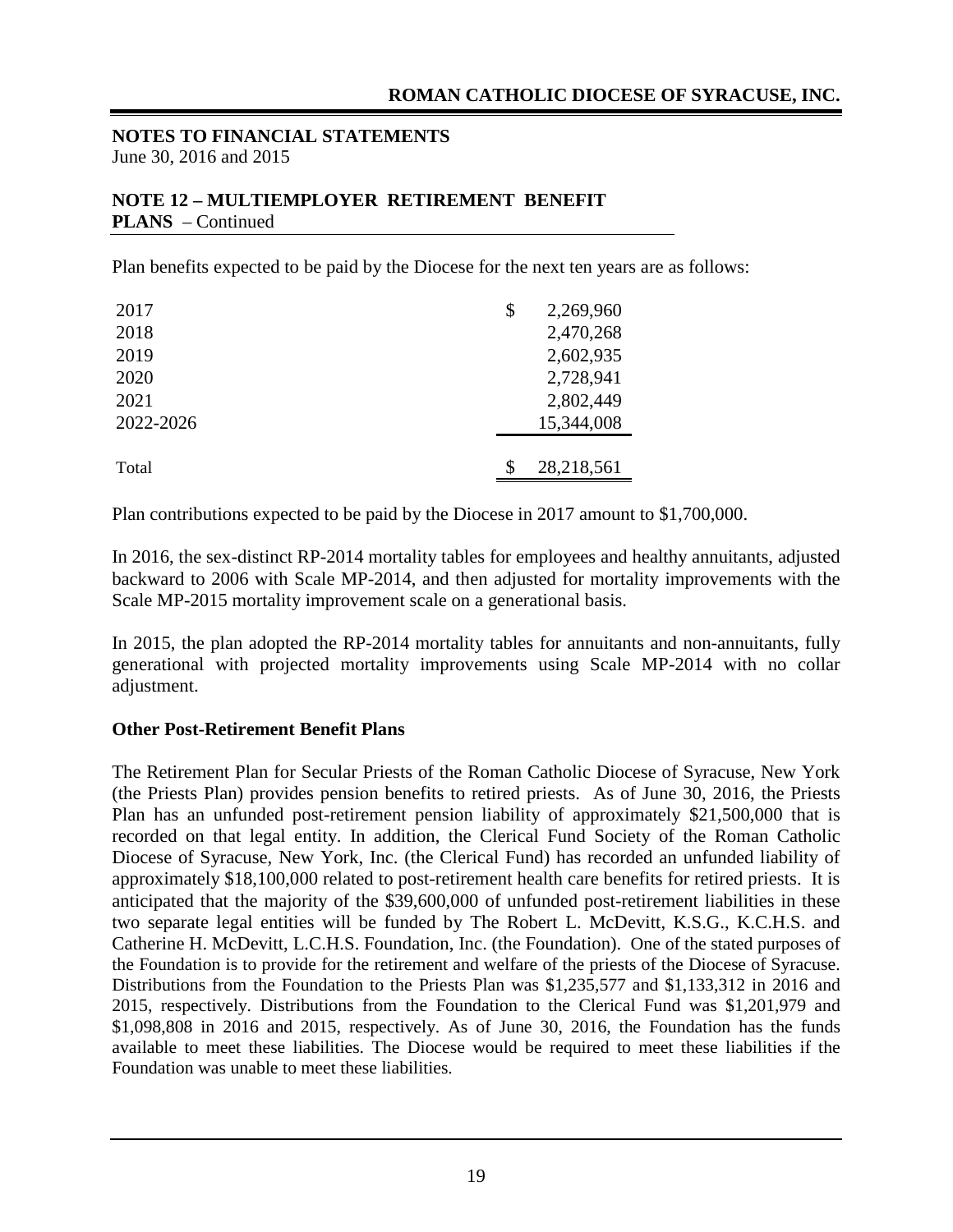**NOTES TO FINANCIAL STATEMENTS**
June 30, 2016 and 2015

## NOTE 12 – MULTIEMPLOYER RETIREMENT BENEFIT PLANS – Continued

Plan benefits expected to be paid by the Diocese for the next ten years are as follows:

| | |
|---|---|
| 2017 | $ 2,269,960 |
| 2018 | 2,470,268 |
| 2019 | 2,602,935 |
| 2020 | 2,728,941 |
| 2021 | 2,802,449 |
| 2022-2026 | 15,344,008 |
| Total | $ 28,218,561 |

Plan contributions expected to be paid by the Diocese in 2017 amount to $1,700,000.

In 2016, the sex-distinct RP-2014 mortality tables for employees and healthy annuitants, adjusted backward to 2006 with Scale MP-2014, and then adjusted for mortality improvements with the Scale MP-2015 mortality improvement scale on a generational basis.

In 2015, the plan adopted the RP-2014 mortality tables for annuitants and non-annuitants, fully generational with projected mortality improvements using Scale MP-2014 with no collar adjustment.

### Other Post-Retirement Benefit Plans

The Retirement Plan for Secular Priests of the Roman Catholic Diocese of Syracuse, New York (the Priests Plan) provides pension benefits to retired priests. As of June 30, 2016, the Priests Plan has an unfunded post-retirement pension liability of approximately $21,500,000 that is recorded on that legal entity. In addition, the Clerical Fund Society of the Roman Catholic Diocese of Syracuse, New York, Inc. (the Clerical Fund) has recorded an unfunded liability of approximately $18,100,000 related to post-retirement health care benefits for retired priests. It is anticipated that the majority of the $39,600,000 of unfunded post-retirement liabilities in these two separate legal entities will be funded by The Robert L. McDevitt, K.S.G., K.C.H.S. and Catherine H. McDevitt, L.C.H.S. Foundation, Inc. (the Foundation). One of the stated purposes of the Foundation is to provide for the retirement and welfare of the priests of the Diocese of Syracuse. Distributions from the Foundation to the Priests Plan was $1,235,577 and $1,133,312 in 2016 and 2015, respectively. Distributions from the Foundation to the Clerical Fund was $1,201,979 and $1,098,808 in 2016 and 2015, respectively. As of June 30, 2016, the Foundation has the funds available to meet these liabilities. The Diocese would be required to meet these liabilities if the Foundation was unable to meet these liabilities.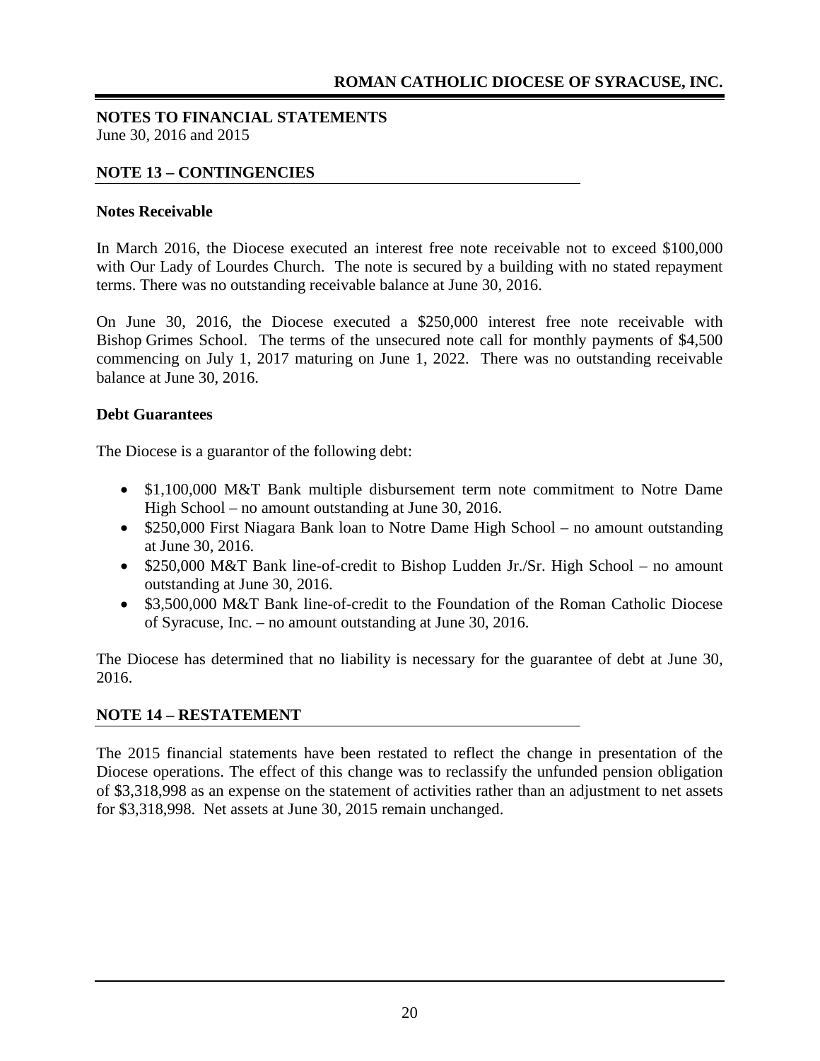**NOTES TO FINANCIAL STATEMENTS**
June 30, 2016 and 2015

## NOTE 13 – CONTINGENCIES

### Notes Receivable

In March 2016, the Diocese executed an interest free note receivable not to exceed $100,000 with Our Lady of Lourdes Church. The note is secured by a building with no stated repayment terms. There was no outstanding receivable balance at June 30, 2016.

On June 30, 2016, the Diocese executed a $250,000 interest free note receivable with Bishop Grimes School. The terms of the unsecured note call for monthly payments of $4,500 commencing on July 1, 2017 maturing on June 1, 2022. There was no outstanding receivable balance at June 30, 2016.

### Debt Guarantees

The Diocese is a guarantor of the following debt:

- $1,100,000 M&T Bank multiple disbursement term note commitment to Notre Dame High School – no amount outstanding at June 30, 2016.
- $250,000 First Niagara Bank loan to Notre Dame High School – no amount outstanding at June 30, 2016.
- $250,000 M&T Bank line-of-credit to Bishop Ludden Jr./Sr. High School – no amount outstanding at June 30, 2016.
- $3,500,000 M&T Bank line-of-credit to the Foundation of the Roman Catholic Diocese of Syracuse, Inc. – no amount outstanding at June 30, 2016.

The Diocese has determined that no liability is necessary for the guarantee of debt at June 30, 2016.

## NOTE 14 – RESTATEMENT

The 2015 financial statements have been restated to reflect the change in presentation of the Diocese operations. The effect of this change was to reclassify the unfunded pension obligation of $3,318,998 as an expense on the statement of activities rather than an adjustment to net assets for $3,318,998. Net assets at June 30, 2015 remain unchanged.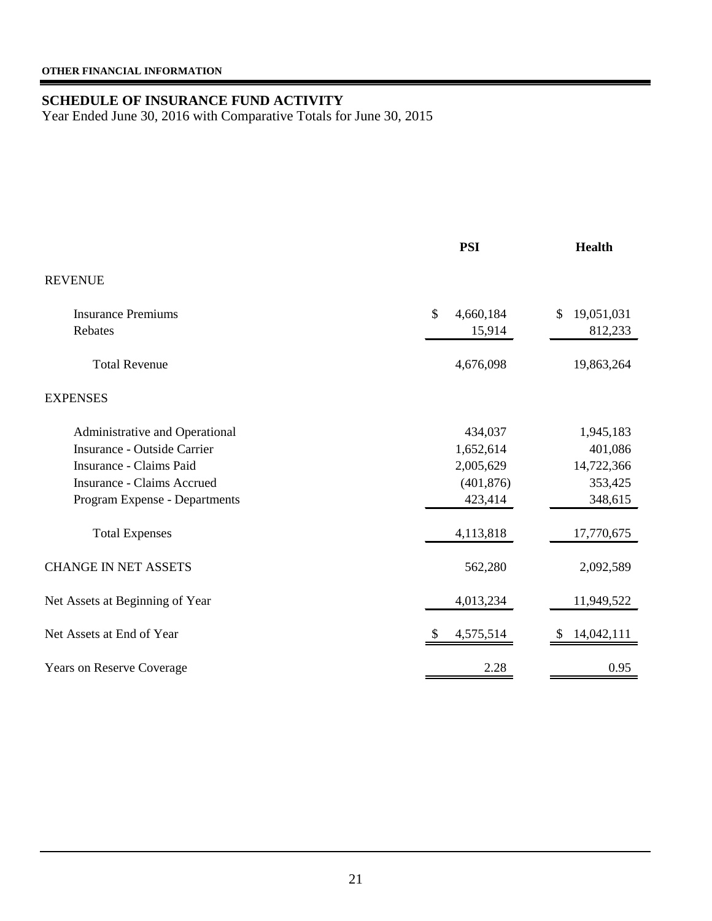**OTHER FINANCIAL INFORMATION**

## SCHEDULE OF INSURANCE FUND ACTIVITY

Year Ended June 30, 2016 with Comparative Totals for June 30, 2015

| | PSI | Health |
|---|---|---|
| REVENUE | | |
| Insurance Premiums | $ 4,660,184 | $ 19,051,031 |
| Rebates | 15,914 | 812,233 |
| Total Revenue | 4,676,098 | 19,863,264 |
| EXPENSES | | |
| Administrative and Operational | 434,037 | 1,945,183 |
| Insurance - Outside Carrier | 1,652,614 | 401,086 |
| Insurance - Claims Paid | 2,005,629 | 14,722,366 |
| Insurance - Claims Accrued | (401,876) | 353,425 |
| Program Expense - Departments | 423,414 | 348,615 |
| Total Expenses | 4,113,818 | 17,770,675 |
| CHANGE IN NET ASSETS | 562,280 | 2,092,589 |
| Net Assets at Beginning of Year | 4,013,234 | 11,949,522 |
| Net Assets at End of Year | $ 4,575,514 | $ 14,042,111 |
| Years on Reserve Coverage | 2.28 | 0.95 |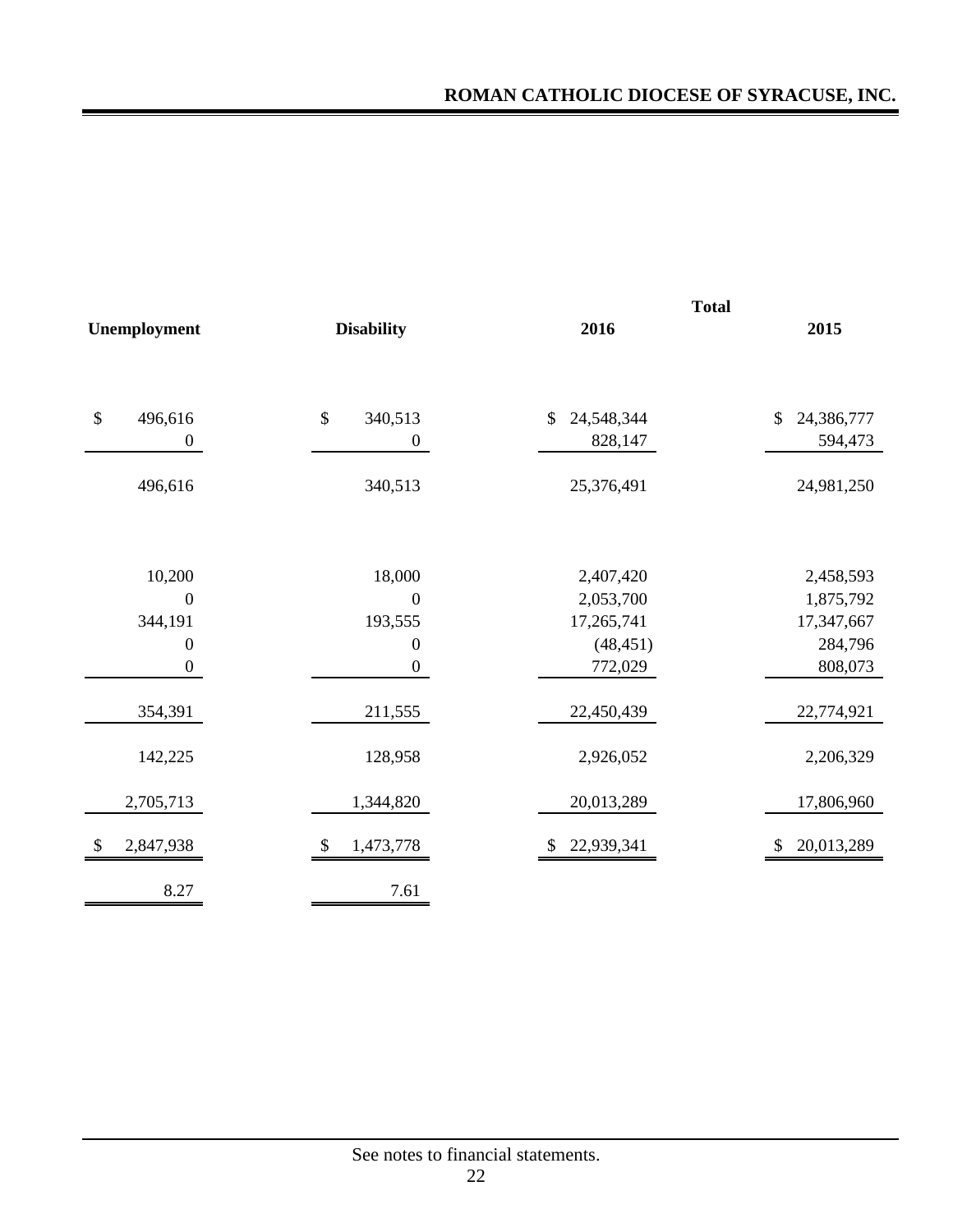| Unemployment | Disability | Total 2016 | Total 2015 |
|---|---|---|---|
| $ 496,616 | $ 340,513 | $ 24,548,344 | $ 24,386,777 |
| 0 | 0 | 828,147 | 594,473 |
| 496,616 | 340,513 | 25,376,491 | 24,981,250 |
| | | | |
| 10,200 | 18,000 | 2,407,420 | 2,458,593 |
| 0 | 0 | 2,053,700 | 1,875,792 |
| 344,191 | 193,555 | 17,265,741 | 17,347,667 |
| 0 | 0 | (48,451) | 284,796 |
| 0 | 0 | 772,029 | 808,073 |
| 354,391 | 211,555 | 22,450,439 | 22,774,921 |
| 142,225 | 128,958 | 2,926,052 | 2,206,329 |
| 2,705,713 | 1,344,820 | 20,013,289 | 17,806,960 |
| $ 2,847,938 | $ 1,473,778 | $ 22,939,341 | $ 20,013,289 |
| 8.27 | 7.61 | | |

See notes to financial statements.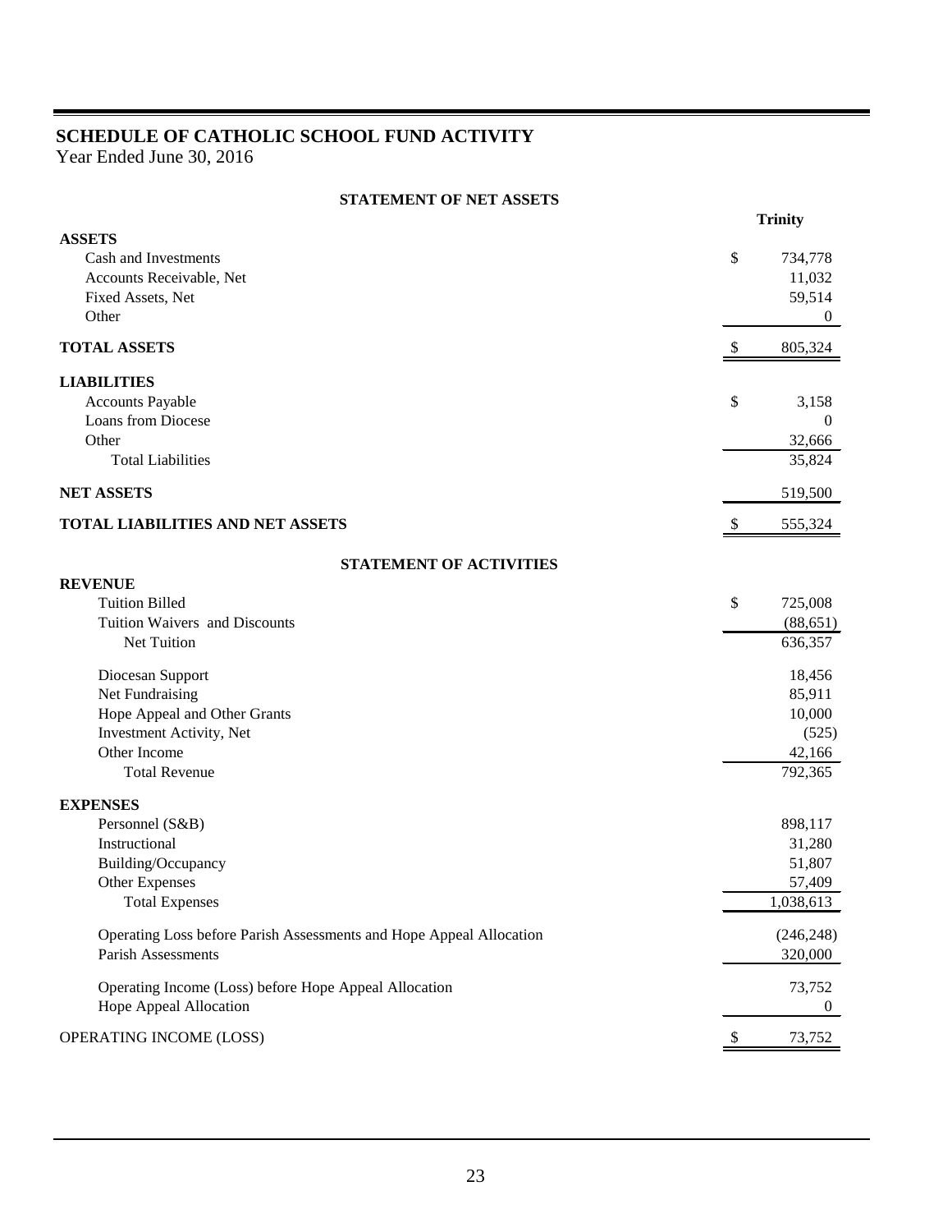# SCHEDULE OF CATHOLIC SCHOOL FUND ACTIVITY

Year Ended June 30, 2016

**STATEMENT OF NET ASSETS**

| | | Trinity |
|---|---|---|
| **ASSETS** | | |
| Cash and Investments | $ | 734,778 |
| Accounts Receivable, Net | | 11,032 |
| Fixed Assets, Net | | 59,514 |
| Other | | 0 |
| **TOTAL ASSETS** | $ | 805,324 |
| **LIABILITIES** | | |
| Accounts Payable | $ | 3,158 |
| Loans from Diocese | | 0 |
| Other | | 32,666 |
| Total Liabilities | | 35,824 |
| **NET ASSETS** | | 519,500 |
| **TOTAL LIABILITIES AND NET ASSETS** | $ | 555,324 |

**STATEMENT OF ACTIVITIES**

| | | |
|---|---|---|
| **REVENUE** | | |
| Tuition Billed | $ | 725,008 |
| Tuition Waivers and Discounts | | (88,651) |
| Net Tuition | | 636,357 |
| Diocesan Support | | 18,456 |
| Net Fundraising | | 85,911 |
| Hope Appeal and Other Grants | | 10,000 |
| Investment Activity, Net | | (525) |
| Other Income | | 42,166 |
| Total Revenue | | 792,365 |
| **EXPENSES** | | |
| Personnel (S&B) | | 898,117 |
| Instructional | | 31,280 |
| Building/Occupancy | | 51,807 |
| Other Expenses | | 57,409 |
| Total Expenses | | 1,038,613 |
| Operating Loss before Parish Assessments and Hope Appeal Allocation | | (246,248) |
| Parish Assessments | | 320,000 |
| Operating Income (Loss) before Hope Appeal Allocation | | 73,752 |
| Hope Appeal Allocation | | 0 |
| OPERATING INCOME (LOSS) | $ | 73,752 |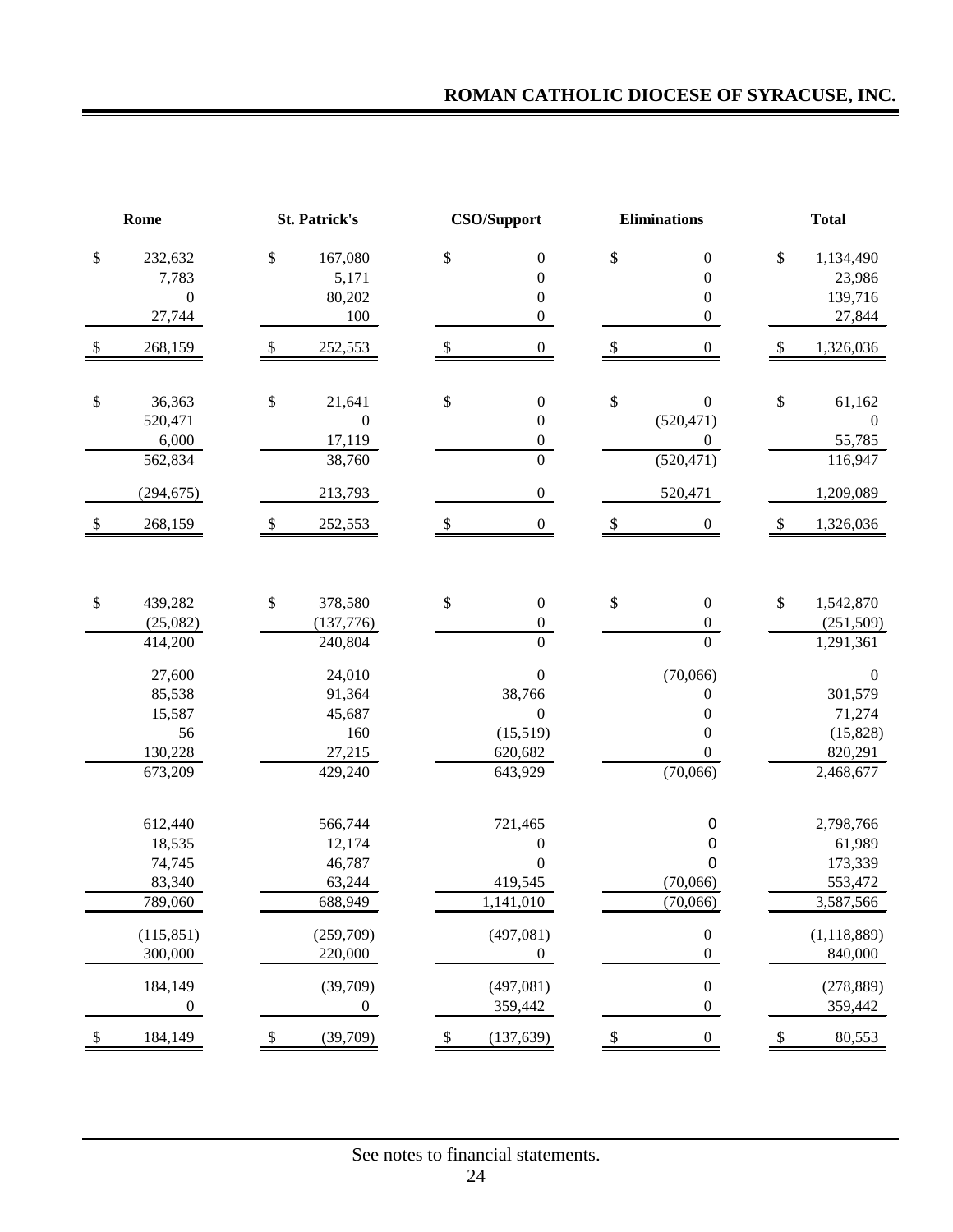# ROMAN CATHOLIC DIOCESE OF SYRACUSE, INC.

| Rome | St. Patrick's | CSO/Support | Eliminations | Total |
|---|---|---|---|---|
| $ 232,632 | $ 167,080 | $ 0 | $ 0 | $ 1,134,490 |
| 7,783 | 5,171 | 0 | 0 | 23,986 |
| 0 | 80,202 | 0 | 0 | 139,716 |
| 27,744 | 100 | 0 | 0 | 27,844 |
| $ 268,159 | $ 252,553 | $ 0 | $ 0 | $ 1,326,036 |
| | | | | |
| $ 36,363 | $ 21,641 | $ 0 | $ 0 | $ 61,162 |
| 520,471 | 0 | 0 | (520,471) | 0 |
| 6,000 | 17,119 | 0 | 0 | 55,785 |
| 562,834 | 38,760 | 0 | (520,471) | 116,947 |
| (294,675) | 213,793 | 0 | 520,471 | 1,209,089 |
| $ 268,159 | $ 252,553 | $ 0 | $ 0 | $ 1,326,036 |
| | | | | |
| $ 439,282 | $ 378,580 | $ 0 | $ 0 | $ 1,542,870 |
| (25,082) | (137,776) | 0 | 0 | (251,509) |
| 414,200 | 240,804 | 0 | 0 | 1,291,361 |
| 27,600 | 24,010 | 0 | (70,066) | 0 |
| 85,538 | 91,364 | 38,766 | 0 | 301,579 |
| 15,587 | 45,687 | 0 | 0 | 71,274 |
| 56 | 160 | (15,519) | 0 | (15,828) |
| 130,228 | 27,215 | 620,682 | 0 | 820,291 |
| 673,209 | 429,240 | 643,929 | (70,066) | 2,468,677 |
| | | | | |
| 612,440 | 566,744 | 721,465 | 0 | 2,798,766 |
| 18,535 | 12,174 | 0 | 0 | 61,989 |
| 74,745 | 46,787 | 0 | 0 | 173,339 |
| 83,340 | 63,244 | 419,545 | (70,066) | 553,472 |
| 789,060 | 688,949 | 1,141,010 | (70,066) | 3,587,566 |
| (115,851) | (259,709) | (497,081) | 0 | (1,118,889) |
| 300,000 | 220,000 | 0 | 0 | 840,000 |
| 184,149 | (39,709) | (497,081) | 0 | (278,889) |
| 0 | 0 | 359,442 | 0 | 359,442 |
| $ 184,149 | $ (39,709) | $ (137,639) | $ 0 | $ 80,553 |

See notes to financial statements.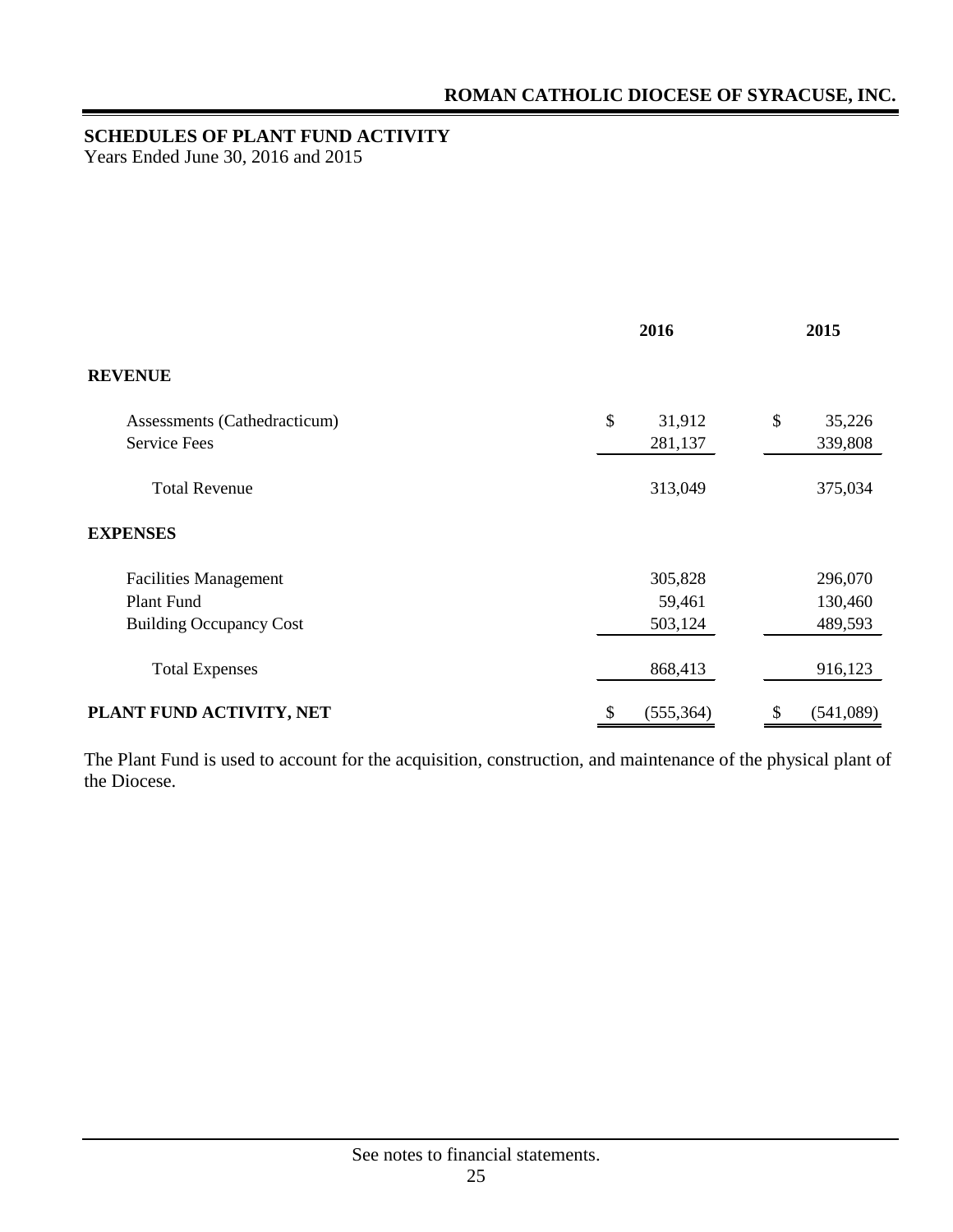## SCHEDULES OF PLANT FUND ACTIVITY

Years Ended June 30, 2016 and 2015

| | 2016 | 2015 |
|---|---|---|
| **REVENUE** | | |
| Assessments (Cathedracticum) | $ 31,912 | $ 35,226 |
| Service Fees | 281,137 | 339,808 |
| Total Revenue | 313,049 | 375,034 |
| **EXPENSES** | | |
| Facilities Management | 305,828 | 296,070 |
| Plant Fund | 59,461 | 130,460 |
| Building Occupancy Cost | 503,124 | 489,593 |
| Total Expenses | 868,413 | 916,123 |
| **PLANT FUND ACTIVITY, NET** | $ (555,364) | $ (541,089) |

The Plant Fund is used to account for the acquisition, construction, and maintenance of the physical plant of the Diocese.

See notes to financial statements.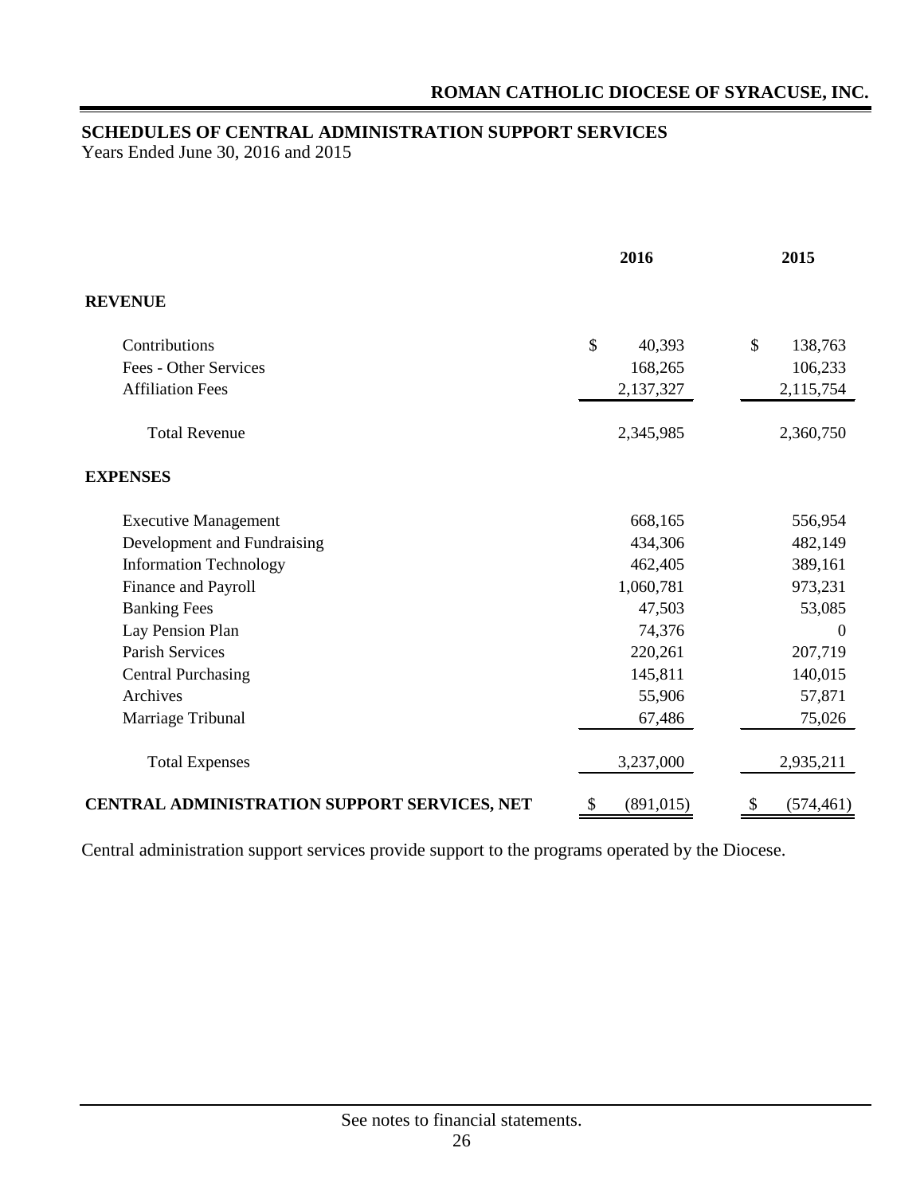## SCHEDULES OF CENTRAL ADMINISTRATION SUPPORT SERVICES

Years Ended June 30, 2016 and 2015

| | 2016 | 2015 |
|---|---|---|
| **REVENUE** | | |
| Contributions | $ 40,393 | $ 138,763 |
| Fees - Other Services | 168,265 | 106,233 |
| Affiliation Fees | 2,137,327 | 2,115,754 |
| Total Revenue | 2,345,985 | 2,360,750 |
| **EXPENSES** | | |
| Executive Management | 668,165 | 556,954 |
| Development and Fundraising | 434,306 | 482,149 |
| Information Technology | 462,405 | 389,161 |
| Finance and Payroll | 1,060,781 | 973,231 |
| Banking Fees | 47,503 | 53,085 |
| Lay Pension Plan | 74,376 | 0 |
| Parish Services | 220,261 | 207,719 |
| Central Purchasing | 145,811 | 140,015 |
| Archives | 55,906 | 57,871 |
| Marriage Tribunal | 67,486 | 75,026 |
| Total Expenses | 3,237,000 | 2,935,211 |
| **CENTRAL ADMINISTRATION SUPPORT SERVICES, NET** | $ (891,015) | $ (574,461) |

Central administration support services provide support to the programs operated by the Diocese.

See notes to financial statements.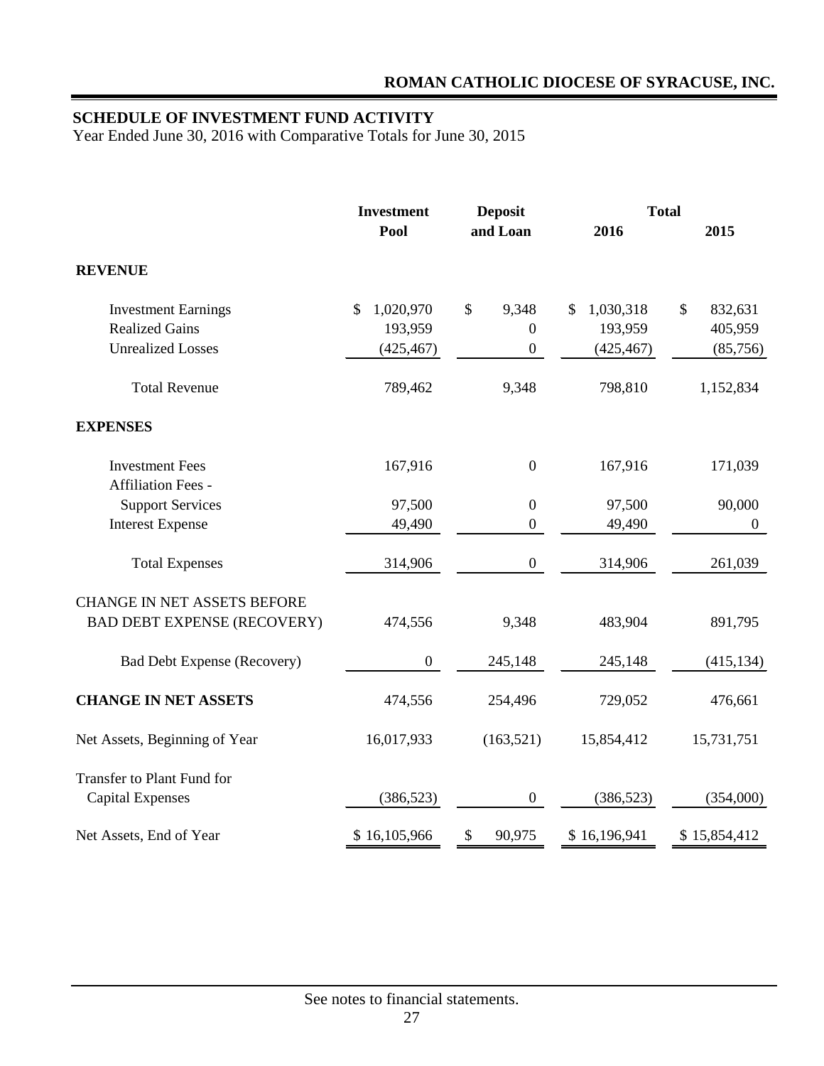**ROMAN CATHOLIC DIOCESE OF SYRACUSE, INC.**

## SCHEDULE OF INVESTMENT FUND ACTIVITY

Year Ended June 30, 2016 with Comparative Totals for June 30, 2015

| | Investment Pool | Deposit and Loan | Total 2016 | Total 2015 |
|---|---|---|---|---|
| **REVENUE** | | | | |
| Investment Earnings | $ 1,020,970 | $ 9,348 | $ 1,030,318 | $ 832,631 |
| Realized Gains | 193,959 | 0 | 193,959 | 405,959 |
| Unrealized Losses | (425,467) | 0 | (425,467) | (85,756) |
| Total Revenue | 789,462 | 9,348 | 798,810 | 1,152,834 |
| **EXPENSES** | | | | |
| Investment Fees | 167,916 | 0 | 167,916 | 171,039 |
| Affiliation Fees - Support Services | 97,500 | 0 | 97,500 | 90,000 |
| Interest Expense | 49,490 | 0 | 49,490 | 0 |
| Total Expenses | 314,906 | 0 | 314,906 | 261,039 |
| CHANGE IN NET ASSETS BEFORE BAD DEBT EXPENSE (RECOVERY) | 474,556 | 9,348 | 483,904 | 891,795 |
| Bad Debt Expense (Recovery) | 0 | 245,148 | 245,148 | (415,134) |
| **CHANGE IN NET ASSETS** | 474,556 | 254,496 | 729,052 | 476,661 |
| Net Assets, Beginning of Year | 16,017,933 | (163,521) | 15,854,412 | 15,731,751 |
| Transfer to Plant Fund for Capital Expenses | (386,523) | 0 | (386,523) | (354,000) |
| Net Assets, End of Year | $ 16,105,966 | $ 90,975 | $ 16,196,941 | $ 15,854,412 |

See notes to financial statements.